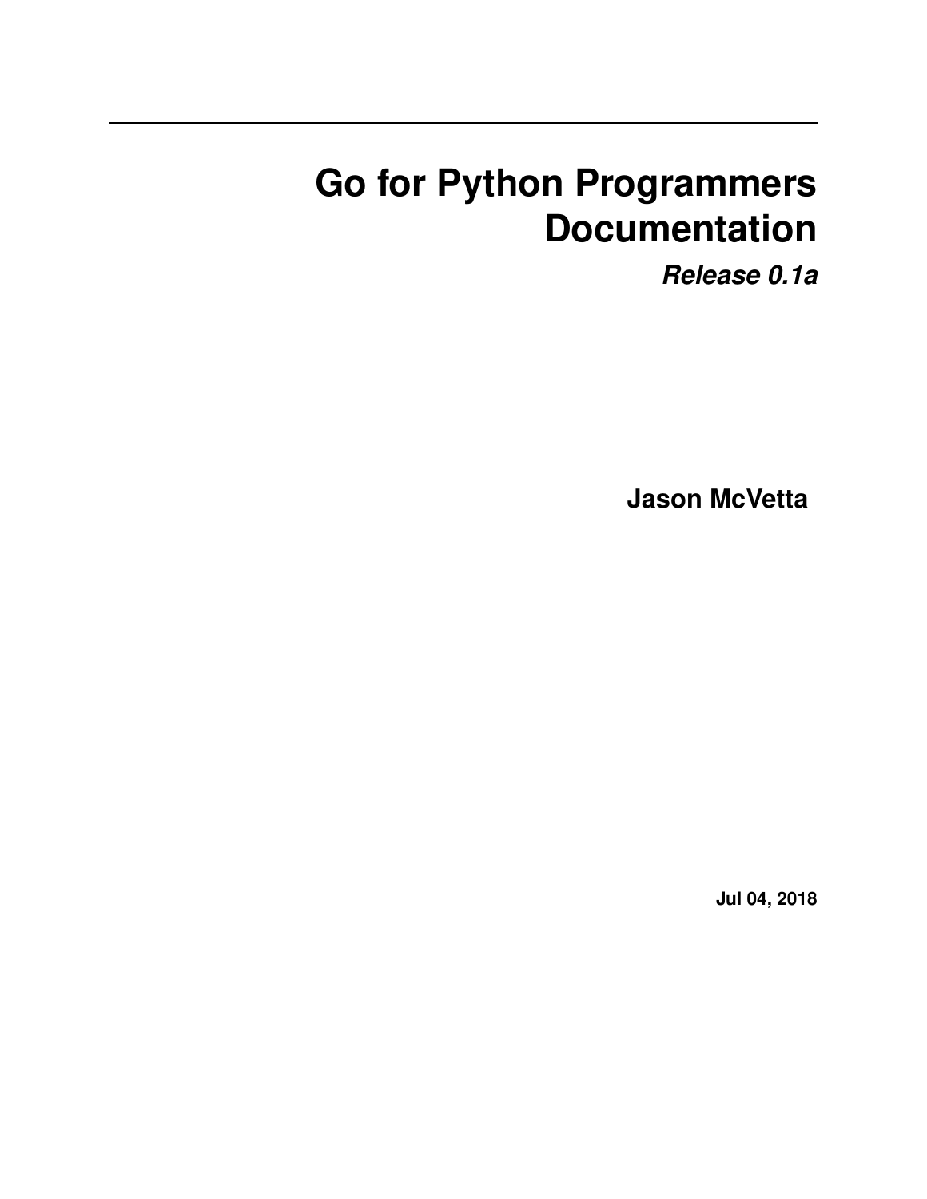# Go for Python Programmers Documentation

***Release 0.1a***

**Jason McVetta**

**Jul 04, 2018**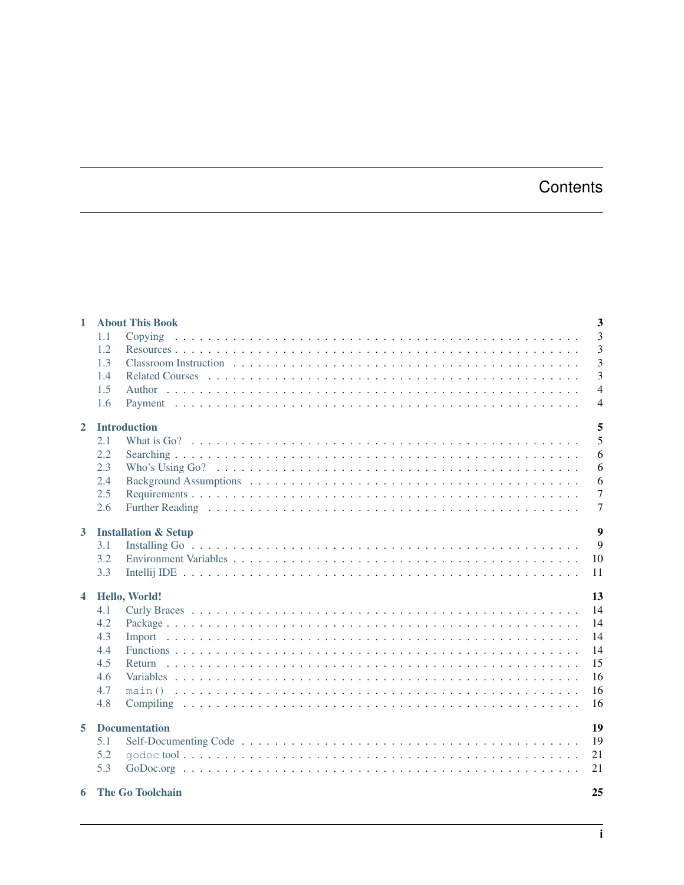# Contents

**1 About This Book** — 3
- 1.1 Copying — 3
- 1.2 Resources — 3
- 1.3 Classroom Instruction — 3
- 1.4 Related Courses — 3
- 1.5 Author — 4
- 1.6 Payment — 4

**2 Introduction** — 5
- 2.1 What is Go? — 5
- 2.2 Searching — 6
- 2.3 Who's Using Go? — 6
- 2.4 Background Assumptions — 6
- 2.5 Requirements — 7
- 2.6 Further Reading — 7

**3 Installation & Setup** — 9
- 3.1 Installing Go — 9
- 3.2 Environment Variables — 10
- 3.3 Intellij IDE — 11

**4 Hello, World!** — 13
- 4.1 Curly Braces — 14
- 4.2 Package — 14
- 4.3 Import — 14
- 4.4 Functions — 14
- 4.5 Return — 15
- 4.6 Variables — 16
- 4.7 `main()` — 16
- 4.8 Compiling — 16

**5 Documentation** — 19
- 5.1 Self-Documenting Code — 19
- 5.2 `godoc` tool — 21
- 5.3 GoDoc.org — 21

**6 The Go Toolchain** — 25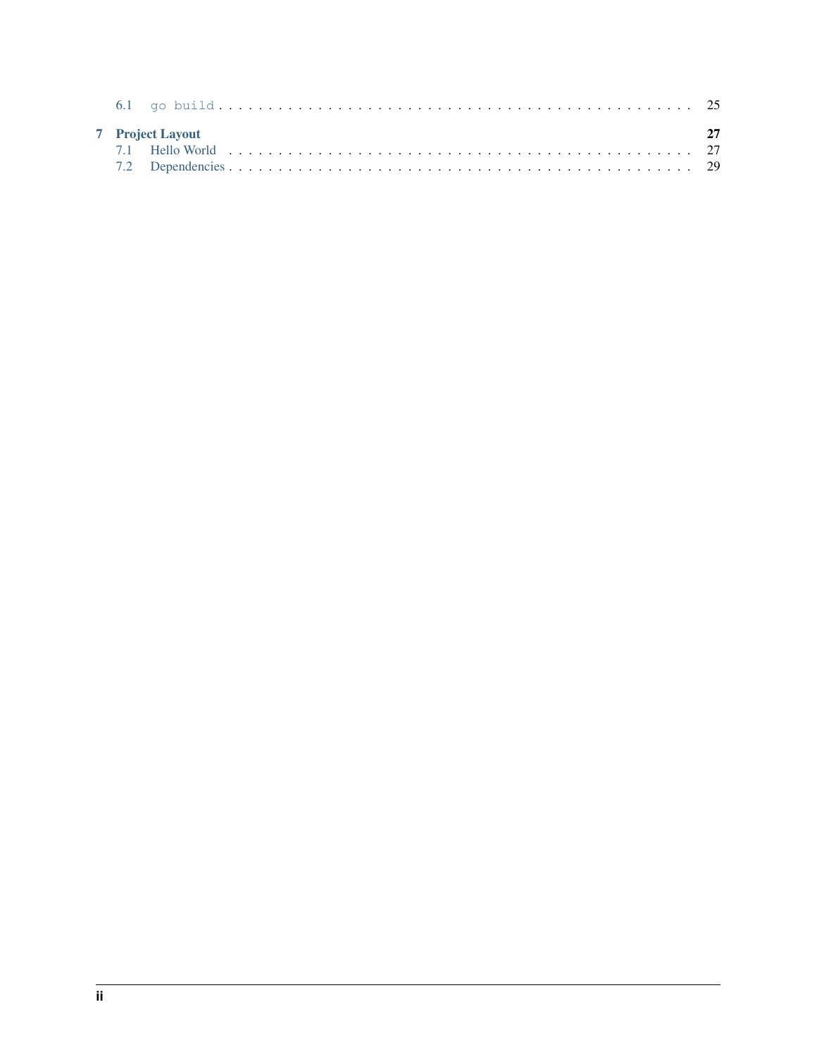- 6.1 `go build` . . . . . . 25

- **7 Project Layout** . . . . . . **27**
  - 7.1 Hello World . . . . . . 27
  - 7.2 Dependencies . . . . . . 29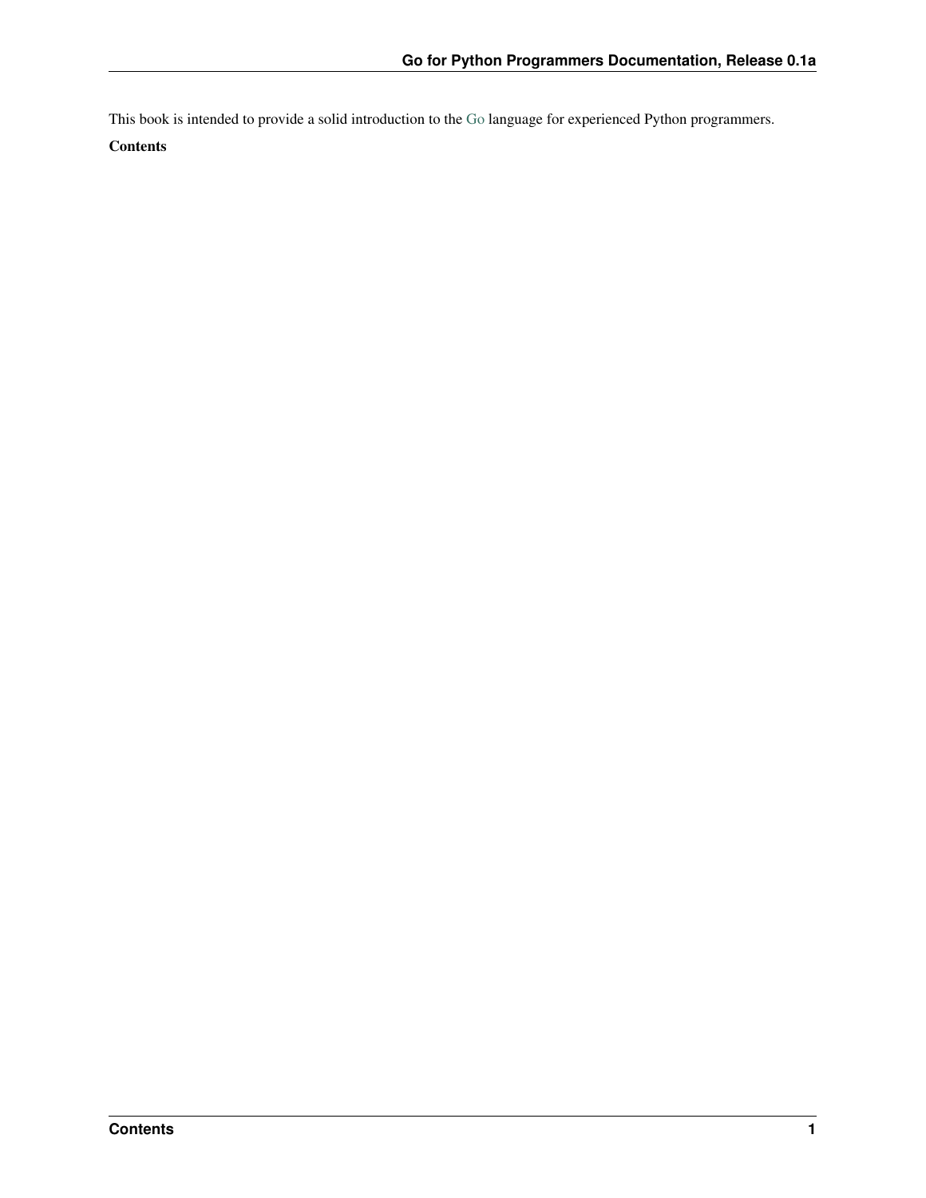This book is intended to provide a solid introduction to the Go language for experienced Python programmers.

**Contents**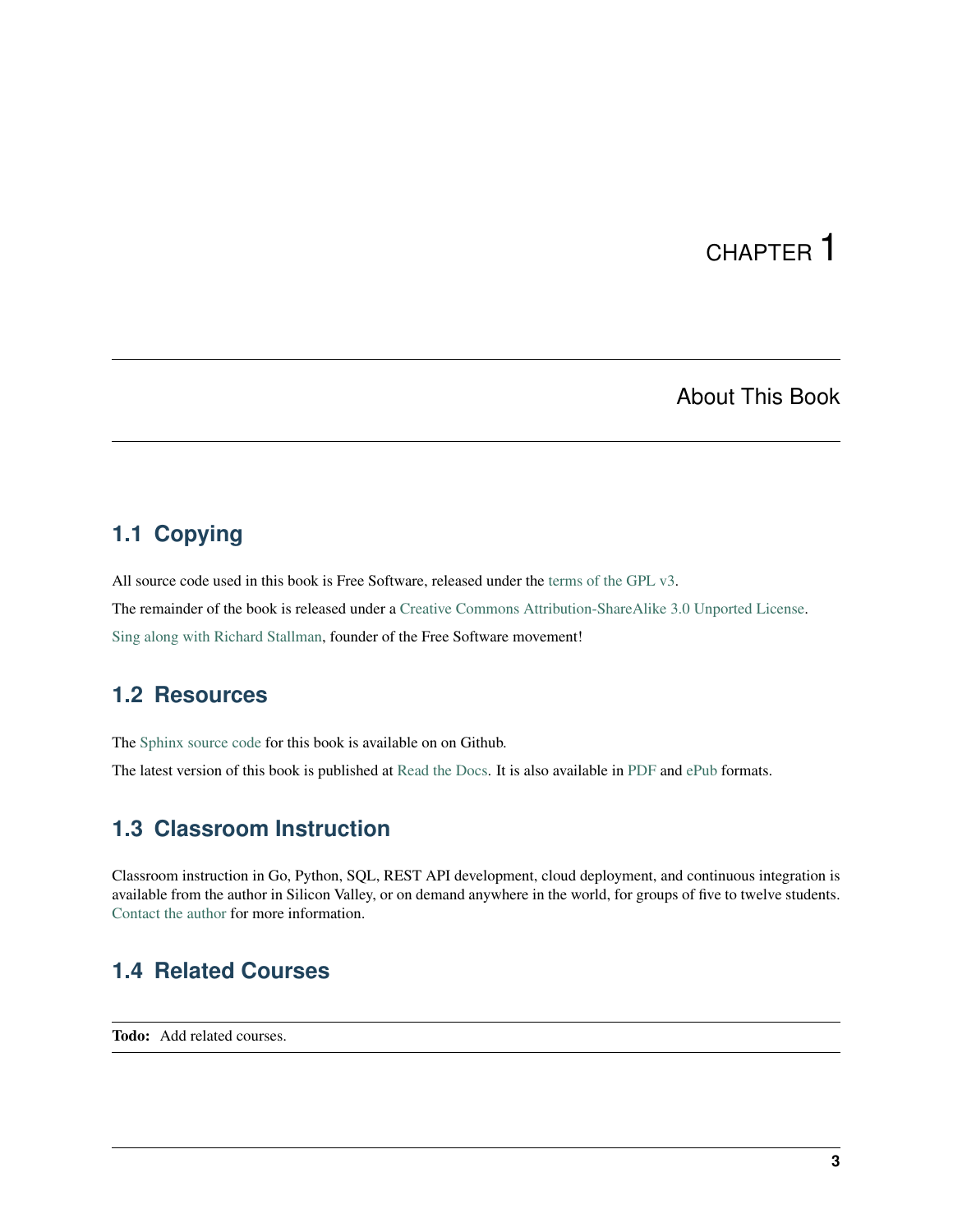# CHAPTER 1

## About This Book

### 1.1 Copying

All source code used in this book is Free Software, released under the terms of the GPL v3.

The remainder of the book is released under a Creative Commons Attribution-ShareAlike 3.0 Unported License.

Sing along with Richard Stallman, founder of the Free Software movement!

### 1.2 Resources

The Sphinx source code for this book is available on on Github.

The latest version of this book is published at Read the Docs. It is also available in PDF and ePub formats.

### 1.3 Classroom Instruction

Classroom instruction in Go, Python, SQL, REST API development, cloud deployment, and continuous integration is available from the author in Silicon Valley, or on demand anywhere in the world, for groups of five to twelve students. Contact the author for more information.

### 1.4 Related Courses

**Todo:** Add related courses.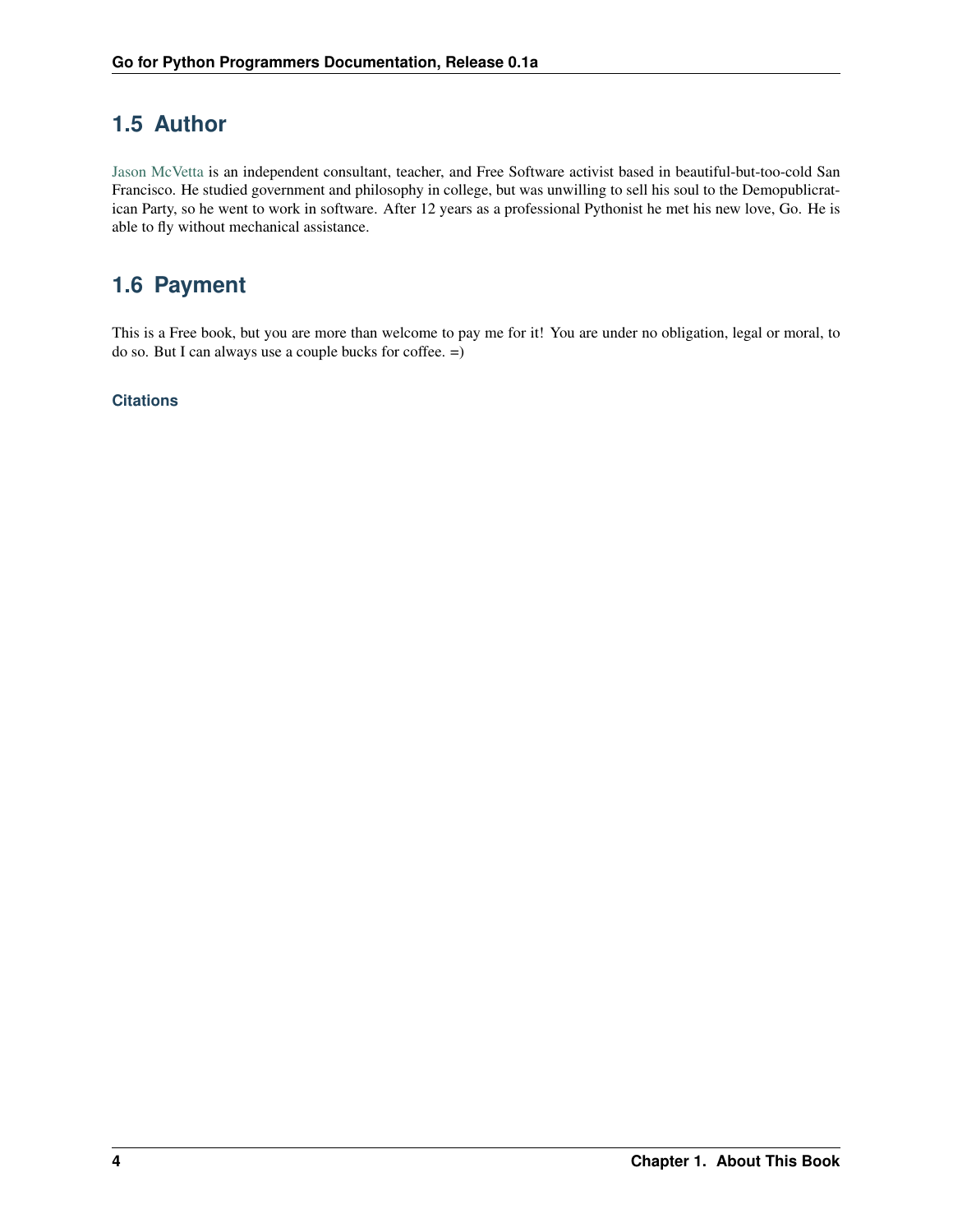## 1.5 Author

Jason McVetta is an independent consultant, teacher, and Free Software activist based in beautiful-but-too-cold San Francisco. He studied government and philosophy in college, but was unwilling to sell his soul to the Demopublicratican Party, so he went to work in software. After 12 years as a professional Pythonist he met his new love, Go. He is able to fly without mechanical assistance.

## 1.6 Payment

This is a Free book, but you are more than welcome to pay me for it! You are under no obligation, legal or moral, to do so. But I can always use a couple bucks for coffee. =)

#### Citations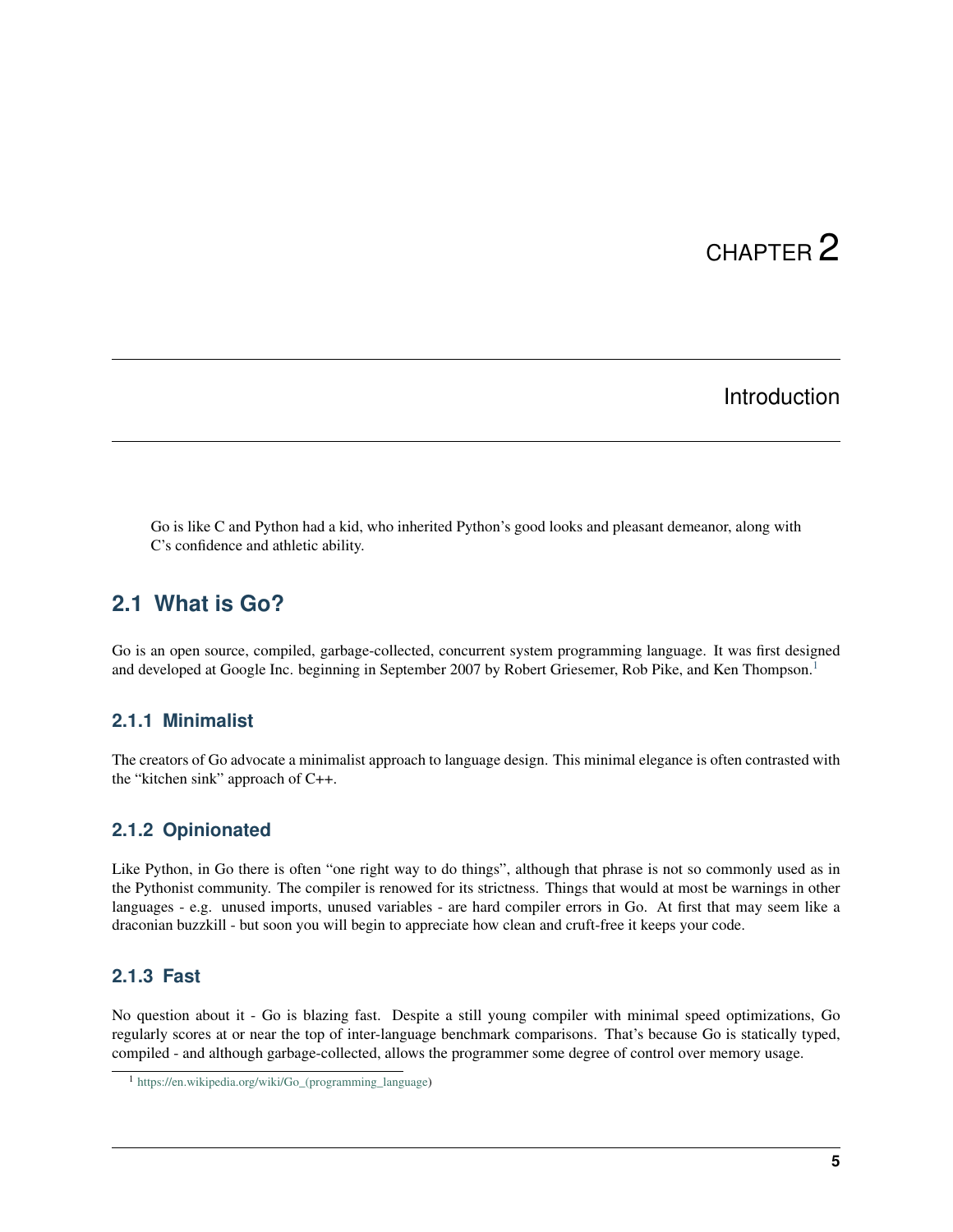# CHAPTER 2

# Introduction

> Go is like C and Python had a kid, who inherited Python's good looks and pleasant demeanor, along with C's confidence and athletic ability.

## 2.1 What is Go?

Go is an open source, compiled, garbage-collected, concurrent system programming language. It was first designed and developed at Google Inc. beginning in September 2007 by Robert Griesemer, Rob Pike, and Ken Thompson.[1]

### 2.1.1 Minimalist

The creators of Go advocate a minimalist approach to language design. This minimal elegance is often contrasted with the "kitchen sink" approach of C++.

### 2.1.2 Opinionated

Like Python, in Go there is often "one right way to do things", although that phrase is not so commonly used as in the Pythonist community. The compiler is renowned for its strictness. Things that would at most be warnings in other languages - e.g. unused imports, unused variables - are hard compiler errors in Go. At first that may seem like a draconian buzzkill - but soon you will begin to appreciate how clean and cruft-free it keeps your code.

### 2.1.3 Fast

No question about it - Go is blazing fast. Despite a still young compiler with minimal speed optimizations, Go regularly scores at or near the top of inter-language benchmark comparisons. That's because Go is statically typed, compiled - and although garbage-collected, allows the programmer some degree of control over memory usage.

[1] https://en.wikipedia.org/wiki/Go_(programming_language)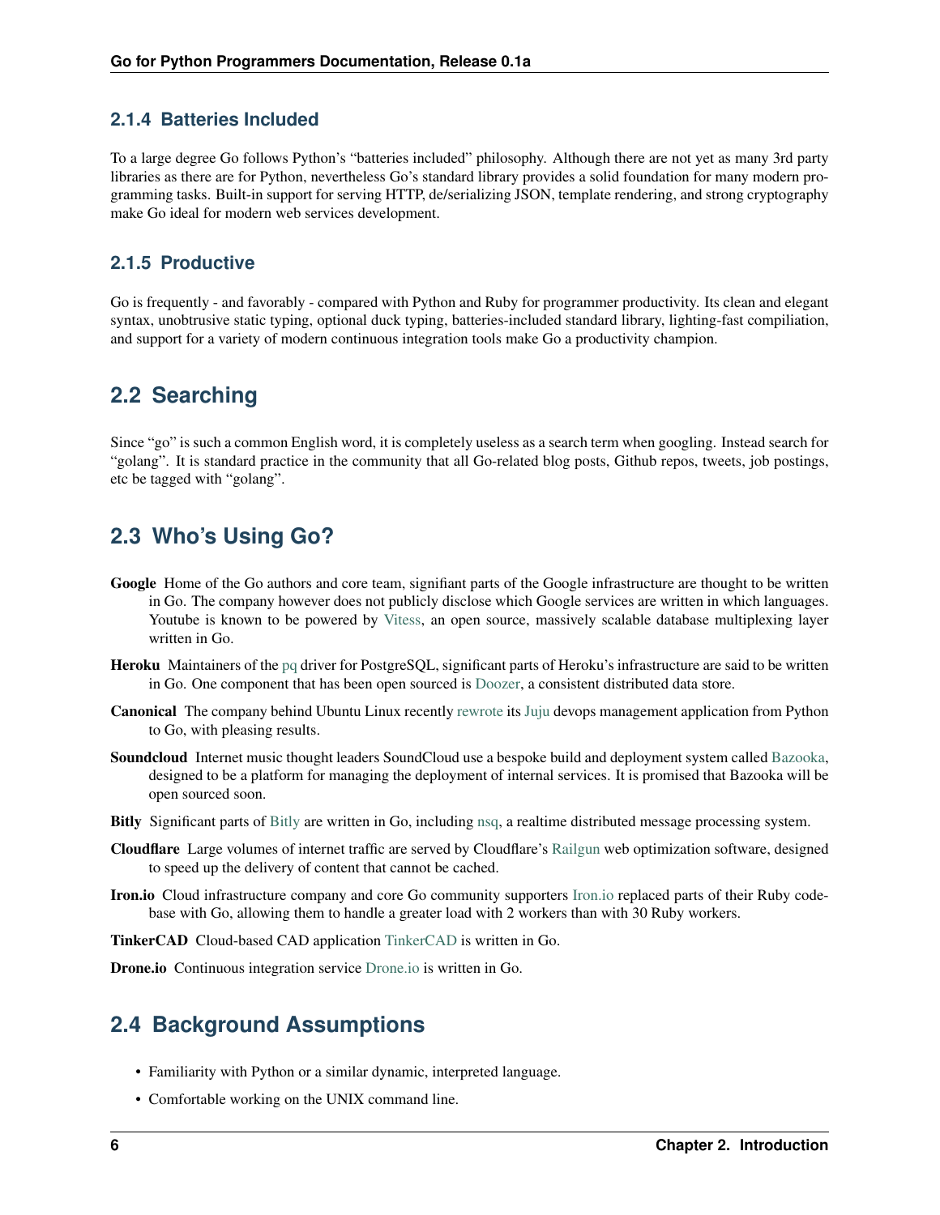### 2.1.4 Batteries Included

To a large degree Go follows Python's "batteries included" philosophy. Although there are not yet as many 3rd party libraries as there are for Python, nevertheless Go's standard library provides a solid foundation for many modern programming tasks. Built-in support for serving HTTP, de/serializing JSON, template rendering, and strong cryptography make Go ideal for modern web services development.

### 2.1.5 Productive

Go is frequently - and favorably - compared with Python and Ruby for programmer productivity. Its clean and elegant syntax, unobtrusive static typing, optional duck typing, batteries-included standard library, lighting-fast compiliation, and support for a variety of modern continuous integration tools make Go a productivity champion.

## 2.2 Searching

Since "go" is such a common English word, it is completely useless as a search term when googling. Instead search for "golang". It is standard practice in the community that all Go-related blog posts, Github repos, tweets, job postings, etc be tagged with "golang".

## 2.3 Who's Using Go?

**Google** Home of the Go authors and core team, signifiant parts of the Google infrastructure are thought to be written in Go. The company however does not publicly disclose which Google services are written in which languages. Youtube is known to be powered by Vitess, an open source, massively scalable database multiplexing layer written in Go.

**Heroku** Maintainers of the pq driver for PostgreSQL, significant parts of Heroku's infrastructure are said to be written in Go. One component that has been open sourced is Doozer, a consistent distributed data store.

**Canonical** The company behind Ubuntu Linux recently rewrote its Juju devops management application from Python to Go, with pleasing results.

**Soundcloud** Internet music thought leaders SoundCloud use a bespoke build and deployment system called Bazooka, designed to be a platform for managing the deployment of internal services. It is promised that Bazooka will be open sourced soon.

**Bitly** Significant parts of Bitly are written in Go, including nsq, a realtime distributed message processing system.

**Cloudflare** Large volumes of internet traffic are served by Cloudflare's Railgun web optimization software, designed to speed up the delivery of content that cannot be cached.

**Iron.io** Cloud infrastructure company and core Go community supporters Iron.io replaced parts of their Ruby codebase with Go, allowing them to handle a greater load with 2 workers than with 30 Ruby workers.

**TinkerCAD** Cloud-based CAD application TinkerCAD is written in Go.

**Drone.io** Continuous integration service Drone.io is written in Go.

## 2.4 Background Assumptions

- Familiarity with Python or a similar dynamic, interpreted language.
- Comfortable working on the UNIX command line.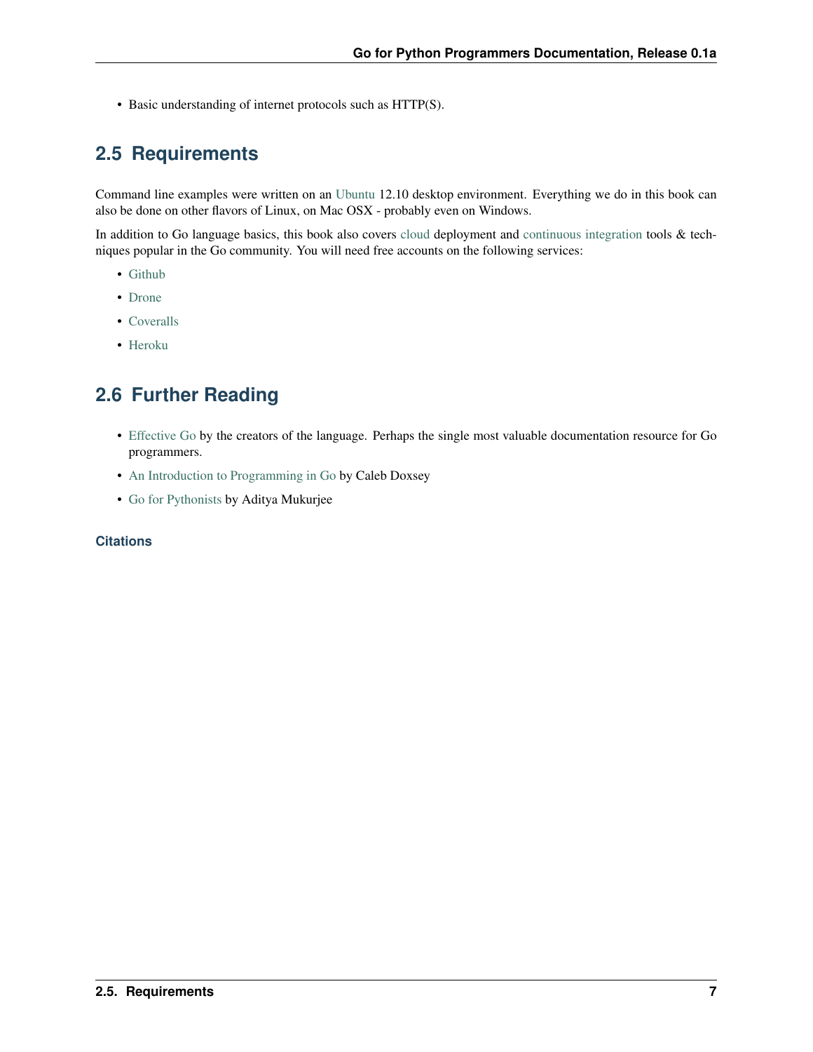- Basic understanding of internet protocols such as HTTP(S).

## 2.5 Requirements

Command line examples were written on an Ubuntu 12.10 desktop environment. Everything we do in this book can also be done on other flavors of Linux, on Mac OSX - probably even on Windows.

In addition to Go language basics, this book also covers cloud deployment and continuous integration tools & techniques popular in the Go community. You will need free accounts on the following services:

- Github
- Drone
- Coveralls
- Heroku

## 2.6 Further Reading

- Effective Go by the creators of the language. Perhaps the single most valuable documentation resource for Go programmers.
- An Introduction to Programming in Go by Caleb Doxsey
- Go for Pythonists by Aditya Mukurjee

### Citations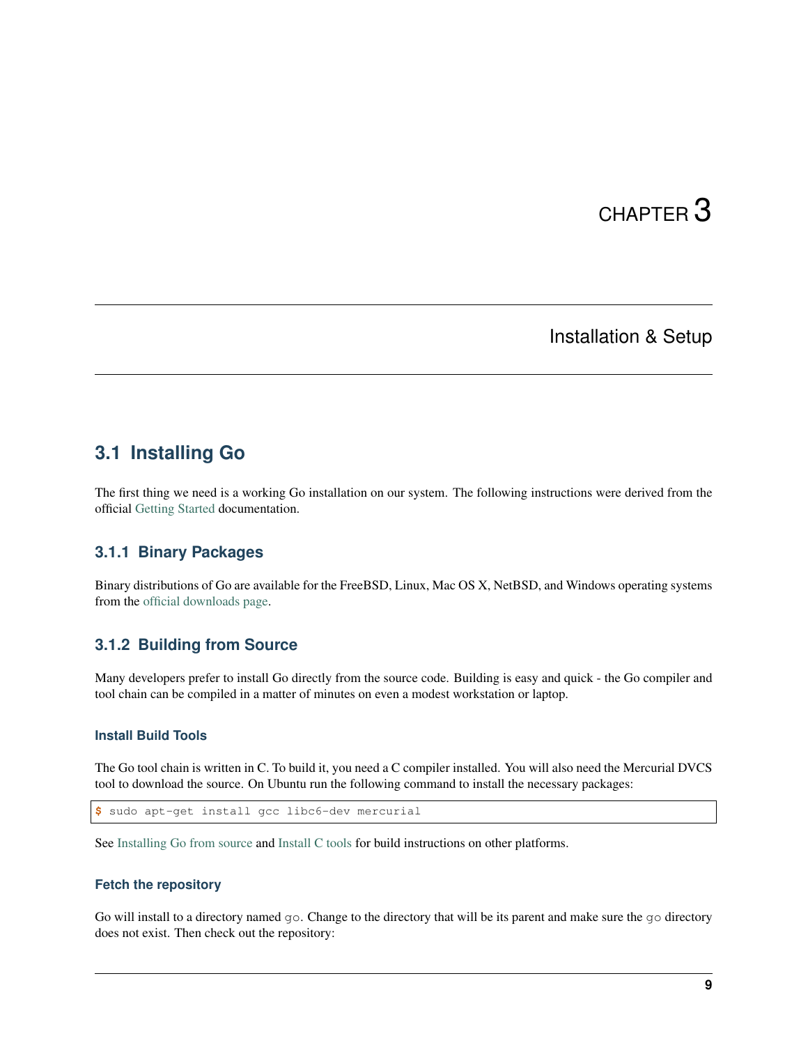# CHAPTER 3

## Installation & Setup

## 3.1 Installing Go

The first thing we need is a working Go installation on our system. The following instructions were derived from the official Getting Started documentation.

### 3.1.1 Binary Packages

Binary distributions of Go are available for the FreeBSD, Linux, Mac OS X, NetBSD, and Windows operating systems from the official downloads page.

### 3.1.2 Building from Source

Many developers prefer to install Go directly from the source code. Building is easy and quick - the Go compiler and tool chain can be compiled in a matter of minutes on even a modest workstation or laptop.

#### Install Build Tools

The Go tool chain is written in C. To build it, you need a C compiler installed. You will also need the Mercurial DVCS tool to download the source. On Ubuntu run the following command to install the necessary packages:

```
$ sudo apt-get install gcc libc6-dev mercurial
```

See Installing Go from source and Install C tools for build instructions on other platforms.

#### Fetch the repository

Go will install to a directory named `go`. Change to the directory that will be its parent and make sure the `go` directory does not exist. Then check out the repository: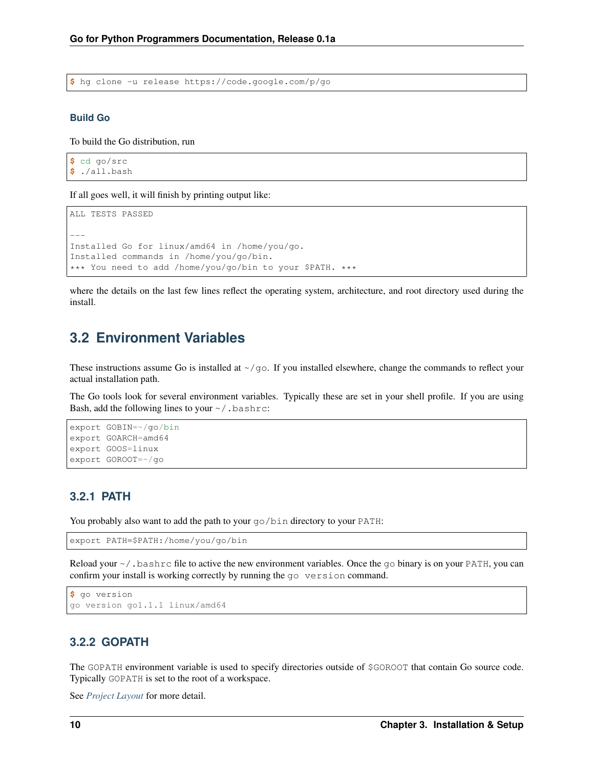```
$ hg clone -u release https://code.google.com/p/go
```

#### Build Go

To build the Go distribution, run

```
$ cd go/src
$ ./all.bash
```

If all goes well, it will finish by printing output like:

```
ALL TESTS PASSED

---
Installed Go for linux/amd64 in /home/you/go.
Installed commands in /home/you/go/bin.
*** You need to add /home/you/go/bin to your $PATH. ***
```

where the details on the last few lines reflect the operating system, architecture, and root directory used during the install.

## 3.2 Environment Variables

These instructions assume Go is installed at `~/go`. If you installed elsewhere, change the commands to reflect your actual installation path.

The Go tools look for several environment variables. Typically these are set in your shell profile. If you are using Bash, add the following lines to your `~/.bashrc`:

```
export GOBIN=~/go/bin
export GOARCH=amd64
export GOOS=linux
export GOROOT=~/go
```

### 3.2.1 PATH

You probably also want to add the path to your `go/bin` directory to your `PATH`:

```
export PATH=$PATH:/home/you/go/bin
```

Reload your `~/.bashrc` file to active the new environment variables. Once the `go` binary is on your `PATH`, you can confirm your install is working correctly by running the `go version` command.

```
$ go version
go version go1.1.1 linux/amd64
```

### 3.2.2 GOPATH

The `GOPATH` environment variable is used to specify directories outside of `$GOROOT` that contain Go source code. Typically `GOPATH` is set to the root of a workspace.

See *Project Layout* for more detail.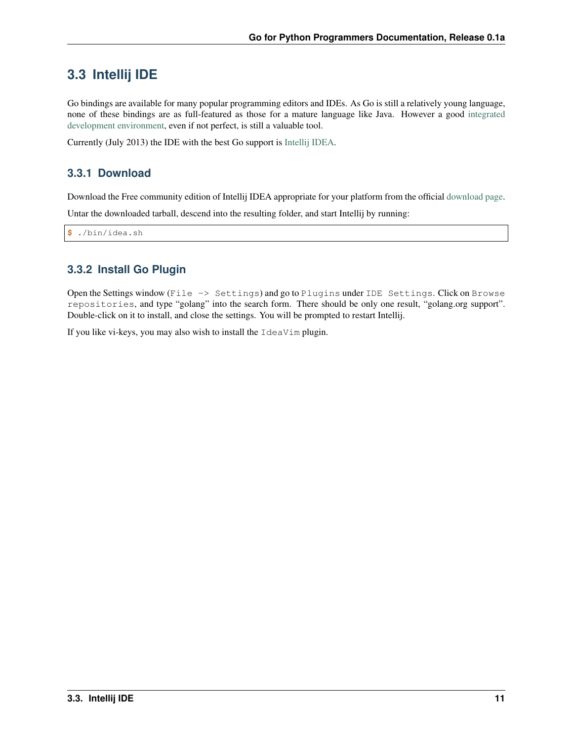## 3.3 Intellij IDE

Go bindings are available for many popular programming editors and IDEs. As Go is still a relatively young language, none of these bindings are as full-featured as those for a mature language like Java. However a good integrated development environment, even if not perfect, is still a valuable tool.

Currently (July 2013) the IDE with the best Go support is Intellij IDEA.

### 3.3.1 Download

Download the Free community edition of Intellij IDEA appropriate for your platform from the official download page.

Untar the downloaded tarball, descend into the resulting folder, and start Intellij by running:

```
$ ./bin/idea.sh
```

### 3.3.2 Install Go Plugin

Open the Settings window (`File -> Settings`) and go to `Plugins` under `IDE Settings`. Click on `Browse repositories`, and type "golang" into the search form. There should be only one result, "golang.org support". Double-click on it to install, and close the settings. You will be prompted to restart Intellij.

If you like vi-keys, you may also wish to install the `IdeaVim` plugin.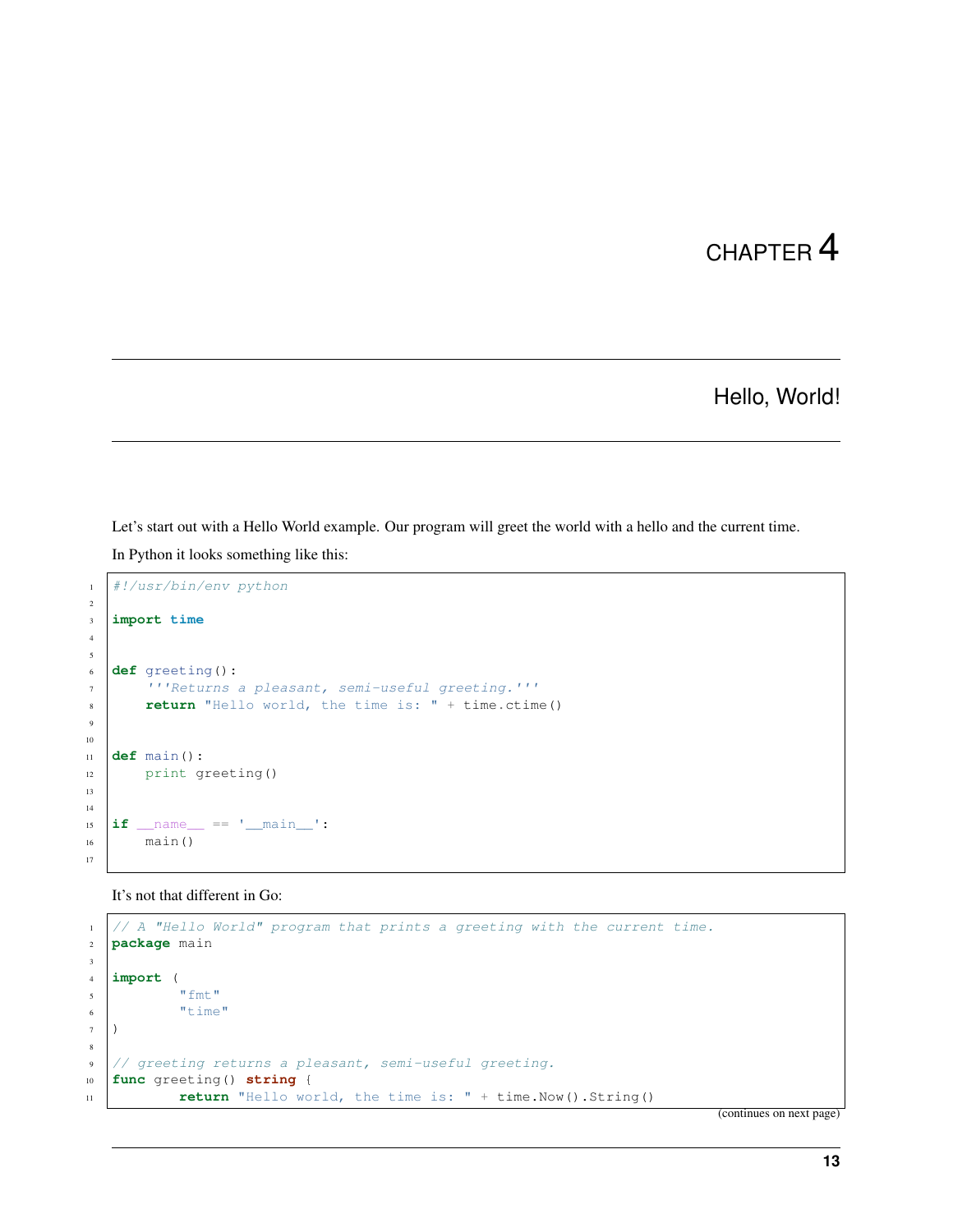# CHAPTER 4

## Hello, World!

Let's start out with a Hello World example. Our program will greet the world with a hello and the current time.

In Python it looks something like this:

```python
#!/usr/bin/env python

import time


def greeting():
    '''Returns a pleasant, semi-useful greeting.'''
    return "Hello world, the time is: " + time.ctime()


def main():
    print greeting()


if __name__ == '__main__':
    main()

```

It's not that different in Go:

```go
// A "Hello World" program that prints a greeting with the current time.
package main

import (
	"fmt"
	"time"
)

// greeting returns a pleasant, semi-useful greeting.
func greeting() string {
	return "Hello world, the time is: " + time.Now().String()
```

(continues on next page)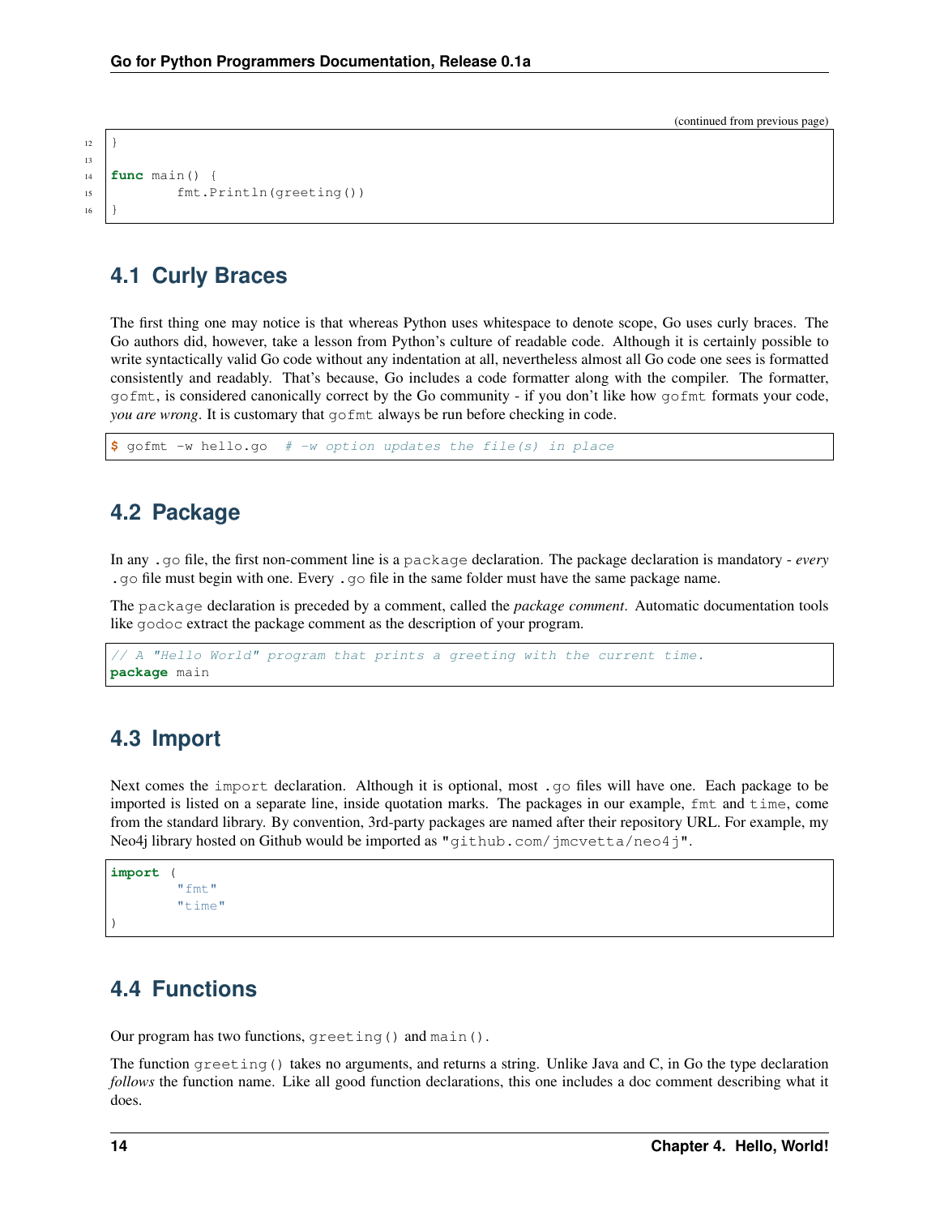(continued from previous page)

```go
}

func main() {
	fmt.Println(greeting())
}
```

## 4.1 Curly Braces

The first thing one may notice is that whereas Python uses whitespace to denote scope, Go uses curly braces. The Go authors did, however, take a lesson from Python's culture of readable code. Although it is certainly possible to write syntactically valid Go code without any indentation at all, nevertheless almost all Go code one sees is formatted consistently and readably. That's because, Go includes a code formatter along with the compiler. The formatter, `gofmt`, is considered canonically correct by the Go community - if you don't like how `gofmt` formats your code, *you are wrong*. It is customary that `gofmt` always be run before checking in code.

```
$ gofmt -w hello.go  # -w option updates the file(s) in place
```

## 4.2 Package

In any `.go` file, the first non-comment line is a `package` declaration. The package declaration is mandatory - *every* `.go` file must begin with one. Every `.go` file in the same folder must have the same package name.

The `package` declaration is preceded by a comment, called the *package comment*. Automatic documentation tools like `godoc` extract the package comment as the description of your program.

```go
// A "Hello World" program that prints a greeting with the current time.
package main
```

## 4.3 Import

Next comes the `import` declaration. Although it is optional, most `.go` files will have one. Each package to be imported is listed on a separate line, inside quotation marks. The packages in our example, `fmt` and `time`, come from the standard library. By convention, 3rd-party packages are named after their repository URL. For example, my Neo4j library hosted on Github would be imported as `"github.com/jmcvetta/neo4j"`.

```go
import (
	"fmt"
	"time"
)
```

## 4.4 Functions

Our program has two functions, `greeting()` and `main()`.

The function `greeting()` takes no arguments, and returns a string. Unlike Java and C, in Go the type declaration *follows* the function name. Like all good function declarations, this one includes a doc comment describing what it does.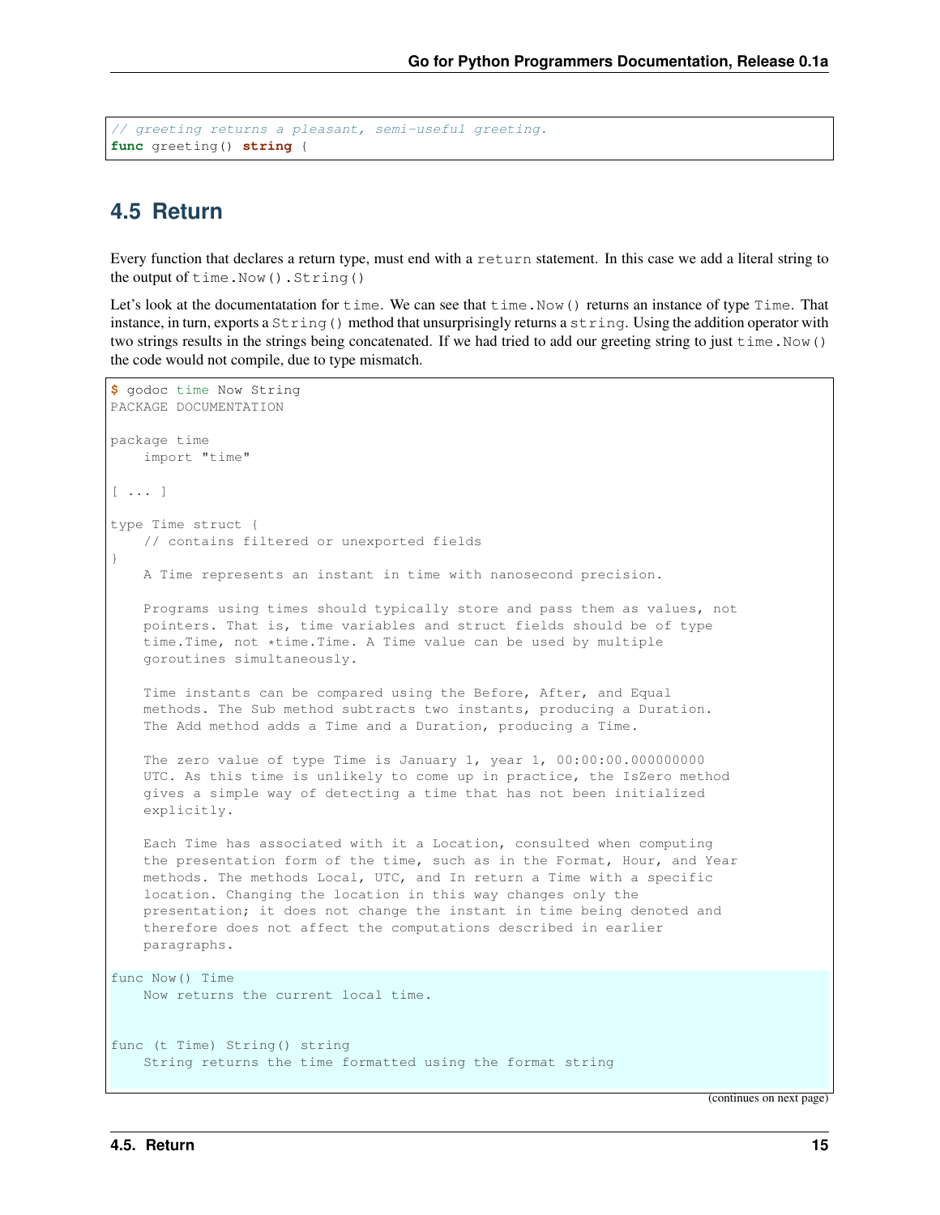```
// greeting returns a pleasant, semi-useful greeting.
func greeting() string {
```

## 4.5 Return

Every function that declares a return type, must end with a `return` statement. In this case we add a literal string to the output of `time.Now().String()`

Let's look at the documentatation for `time`. We can see that `time.Now()` returns an instance of type `Time`. That instance, in turn, exports a `String()` method that unsurprisingly returns a `string`. Using the addition operator with two strings results in the strings being concatenated. If we had tried to add our greeting string to just `time.Now()` the code would not compile, due to type mismatch.

```
$ godoc time Now String
PACKAGE DOCUMENTATION

package time
    import "time"

[ ... ]

type Time struct {
    // contains filtered or unexported fields
}
    A Time represents an instant in time with nanosecond precision.

    Programs using times should typically store and pass them as values, not
    pointers. That is, time variables and struct fields should be of type
    time.Time, not *time.Time. A Time value can be used by multiple
    goroutines simultaneously.

    Time instants can be compared using the Before, After, and Equal
    methods. The Sub method subtracts two instants, producing a Duration.
    The Add method adds a Time and a Duration, producing a Time.

    The zero value of type Time is January 1, year 1, 00:00:00.000000000
    UTC. As this time is unlikely to come up in practice, the IsZero method
    gives a simple way of detecting a time that has not been initialized
    explicitly.

    Each Time has associated with it a Location, consulted when computing
    the presentation form of the time, such as in the Format, Hour, and Year
    methods. The methods Local, UTC, and In return a Time with a specific
    location. Changing the location in this way changes only the
    presentation; it does not change the instant in time being denoted and
    therefore does not affect the computations described in earlier
    paragraphs.

func Now() Time
    Now returns the current local time.


func (t Time) String() string
    String returns the time formatted using the format string
```

(continues on next page)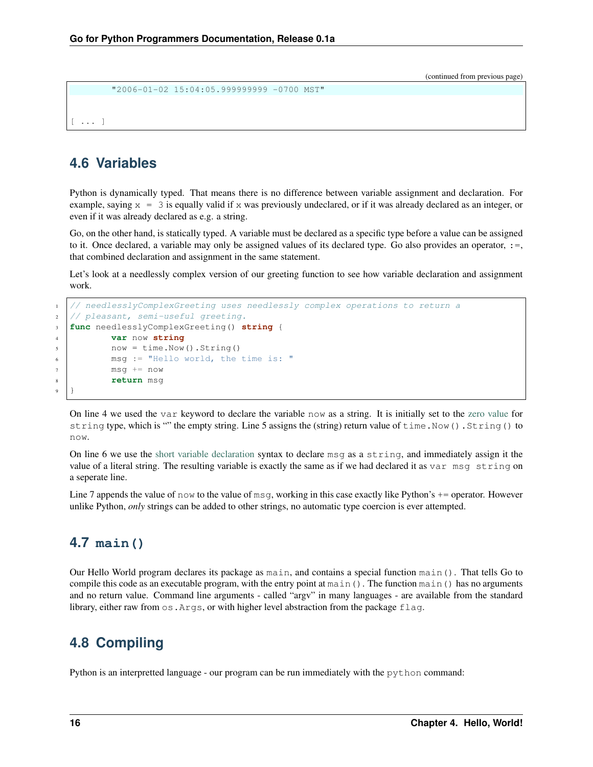(continued from previous page)

```
        "2006-01-02 15:04:05.999999999 -0700 MST"


[ ... ]
```

## 4.6 Variables

Python is dynamically typed. That means there is no difference between variable assignment and declaration. For example, saying `x = 3` is equally valid if `x` was previously undeclared, or if it was already declared as an integer, or even if it was already declared as e.g. a string.

Go, on the other hand, is statically typed. A variable must be declared as a specific type before a value can be assigned to it. Once declared, a variable may only be assigned values of its declared type. Go also provides an operator, `:=`, that combined declaration and assignment in the same statement.

Let's look at a needlessly complex version of our greeting function to see how variable declaration and assignment work.

```go
// needlesslyComplexGreeting uses needlessly complex operations to return a
// pleasant, semi-useful greeting.
func needlesslyComplexGreeting() string {
        var now string
        now = time.Now().String()
        msg := "Hello world, the time is: "
        msg += now
        return msg
}
```

On line 4 we used the `var` keyword to declare the variable `now` as a string. It is initially set to the zero value for `string` type, which is "" the empty string. Line 5 assigns the (string) return value of `time.Now().String()` to `now`.

On line 6 we use the short variable declaration syntax to declare `msg` as a `string`, and immediately assign it the value of a literal string. The resulting variable is exactly the same as if we had declared it as `var msg string` on a seperate line.

Line 7 appends the value of `now` to the value of `msg`, working in this case exactly like Python's += operator. However unlike Python, *only* strings can be added to other strings, no automatic type coercion is ever attempted.

## 4.7 `main()`

Our Hello World program declares its package as `main`, and contains a special function `main()`. That tells Go to compile this code as an executable program, with the entry point at `main()`. The function `main()` has no arguments and no return value. Command line arguments - called "argv" in many languages - are available from the standard library, either raw from `os.Args`, or with higher level abstraction from the package `flag`.

## 4.8 Compiling

Python is an interpretted language - our program can be run immediately with the `python` command: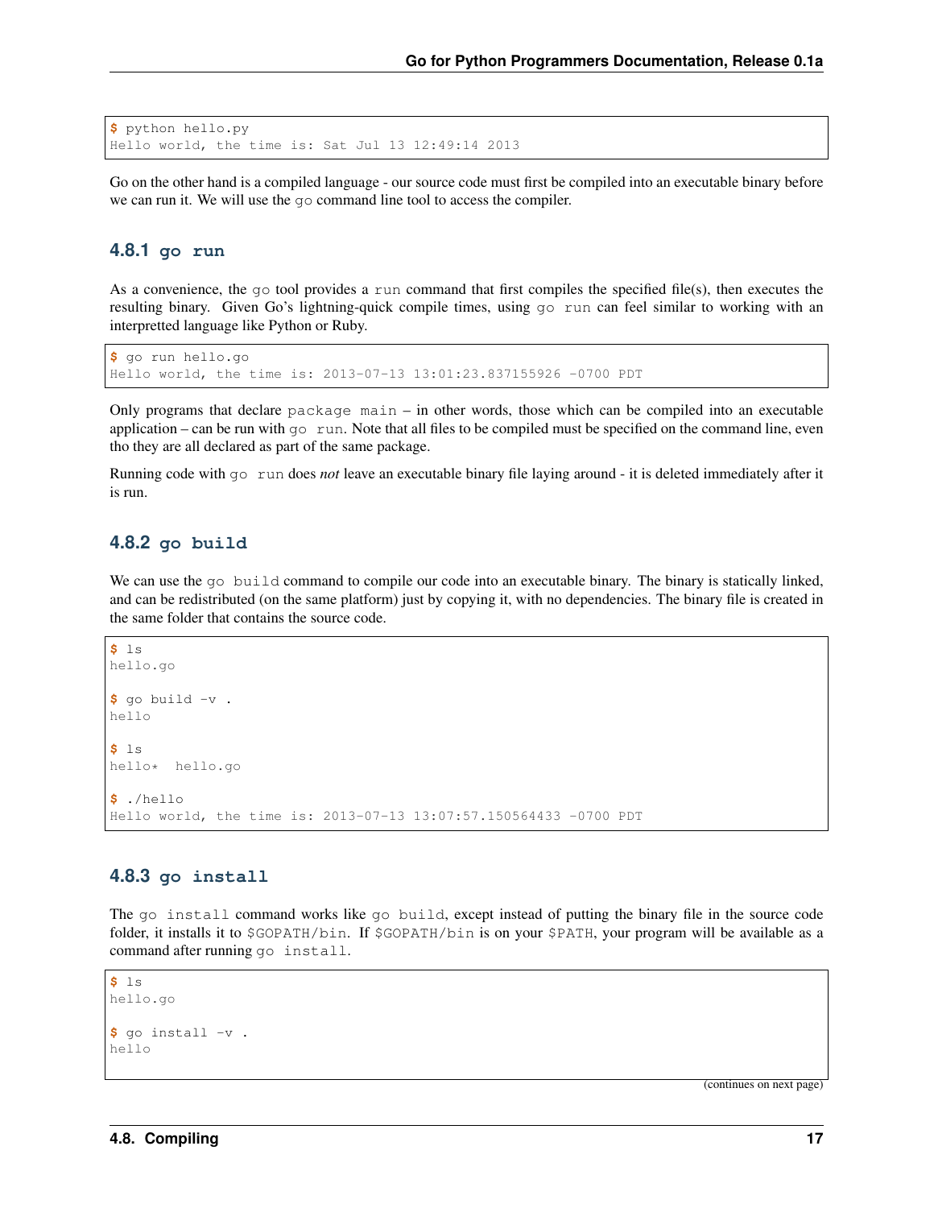```
$ python hello.py
Hello world, the time is: Sat Jul 13 12:49:14 2013
```

Go on the other hand is a compiled language - our source code must first be compiled into an executable binary before we can run it. We will use the `go` command line tool to access the compiler.

### 4.8.1 `go run`

As a convenience, the `go` tool provides a `run` command that first compiles the specified file(s), then executes the resulting binary. Given Go's lightning-quick compile times, using `go run` can feel similar to working with an interpretted language like Python or Ruby.

```
$ go run hello.go
Hello world, the time is: 2013-07-13 13:01:23.837155926 -0700 PDT
```

Only programs that declare `package main` – in other words, those which can be compiled into an executable application – can be run with `go run`. Note that all files to be compiled must be specified on the command line, even tho they are all declared as part of the same package.

Running code with `go run` does *not* leave an executable binary file laying around - it is deleted immediately after it is run.

### 4.8.2 `go build`

We can use the `go build` command to compile our code into an executable binary. The binary is statically linked, and can be redistributed (on the same platform) just by copying it, with no dependencies. The binary file is created in the same folder that contains the source code.

```
$ ls
hello.go

$ go build -v .
hello

$ ls
hello*  hello.go

$ ./hello
Hello world, the time is: 2013-07-13 13:07:57.150564433 -0700 PDT
```

### 4.8.3 `go install`

The `go install` command works like `go build`, except instead of putting the binary file in the source code folder, it installs it to `$GOPATH/bin`. If `$GOPATH/bin` is on your `$PATH`, your program will be available as a command after running `go install`.

```
$ ls
hello.go

$ go install -v .
hello
```

(continues on next page)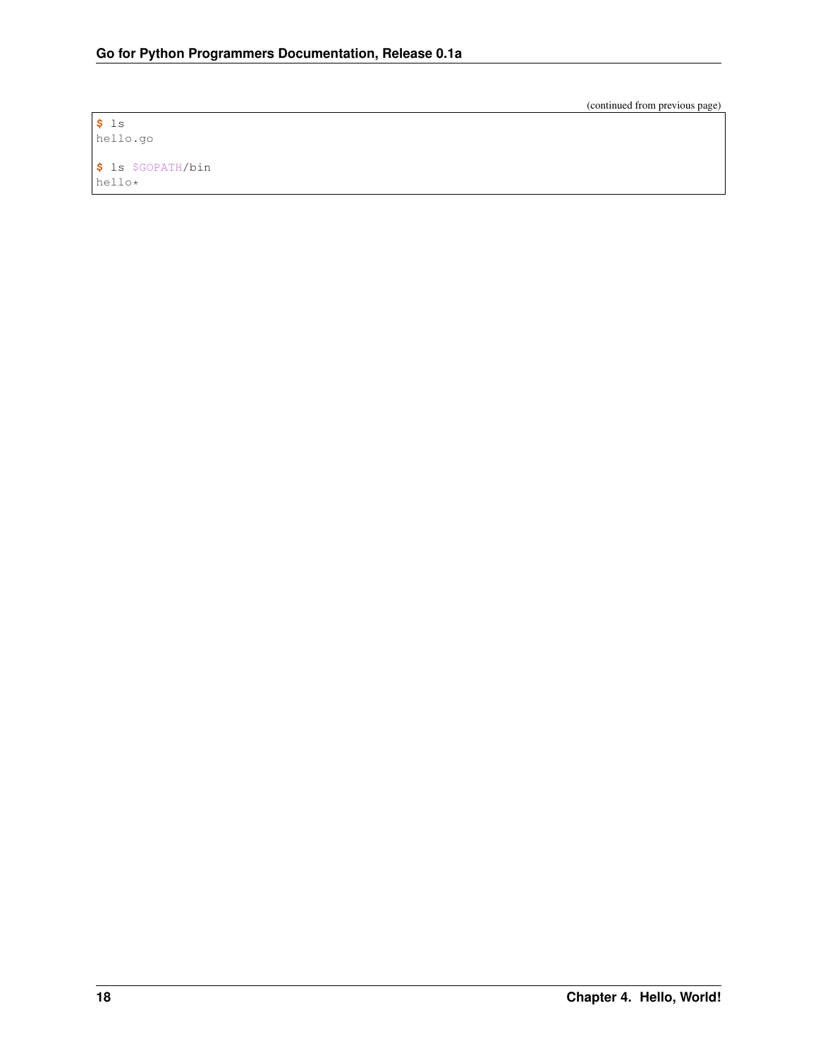(continued from previous page)

```
$ ls
hello.go

$ ls $GOPATH/bin
hello*
```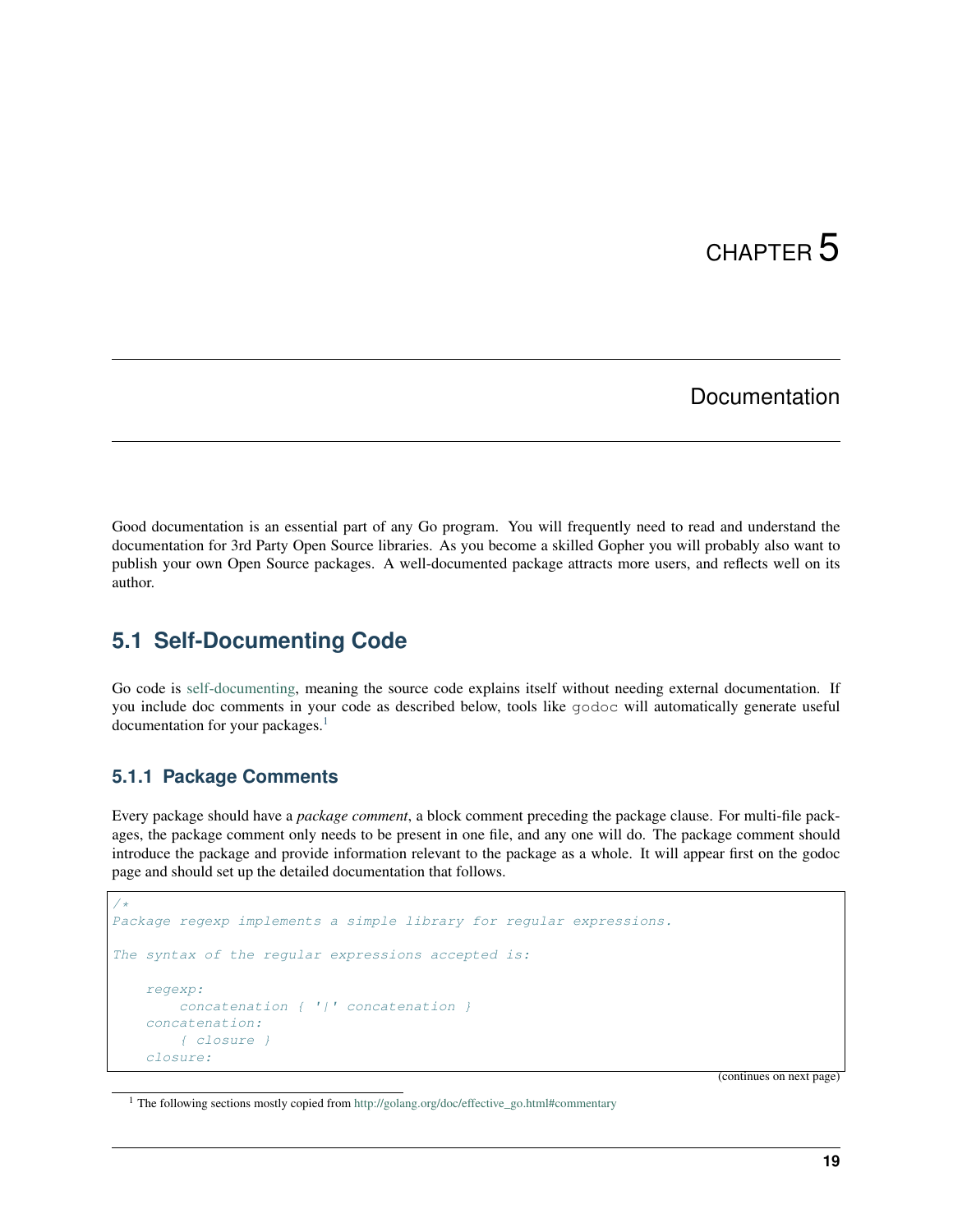# CHAPTER 5

## Documentation

Good documentation is an essential part of any Go program. You will frequently need to read and understand the documentation for 3rd Party Open Source libraries. As you become a skilled Gopher you will probably also want to publish your own Open Source packages. A well-documented package attracts more users, and reflects well on its author.

## 5.1 Self-Documenting Code

Go code is self-documenting, meaning the source code explains itself without needing external documentation. If you include doc comments in your code as described below, tools like `godoc` will automatically generate useful documentation for your packages.[1]

### 5.1.1 Package Comments

Every package should have a *package comment*, a block comment preceding the package clause. For multi-file packages, the package comment only needs to be present in one file, and any one will do. The package comment should introduce the package and provide information relevant to the package as a whole. It will appear first on the godoc page and should set up the detailed documentation that follows.

```
/*
Package regexp implements a simple library for regular expressions.

The syntax of the regular expressions accepted is:

    regexp:
        concatenation { '|' concatenation }
    concatenation:
        { closure }
    closure:
```

(continues on next page)

[1] The following sections mostly copied from http://golang.org/doc/effective_go.html#commentary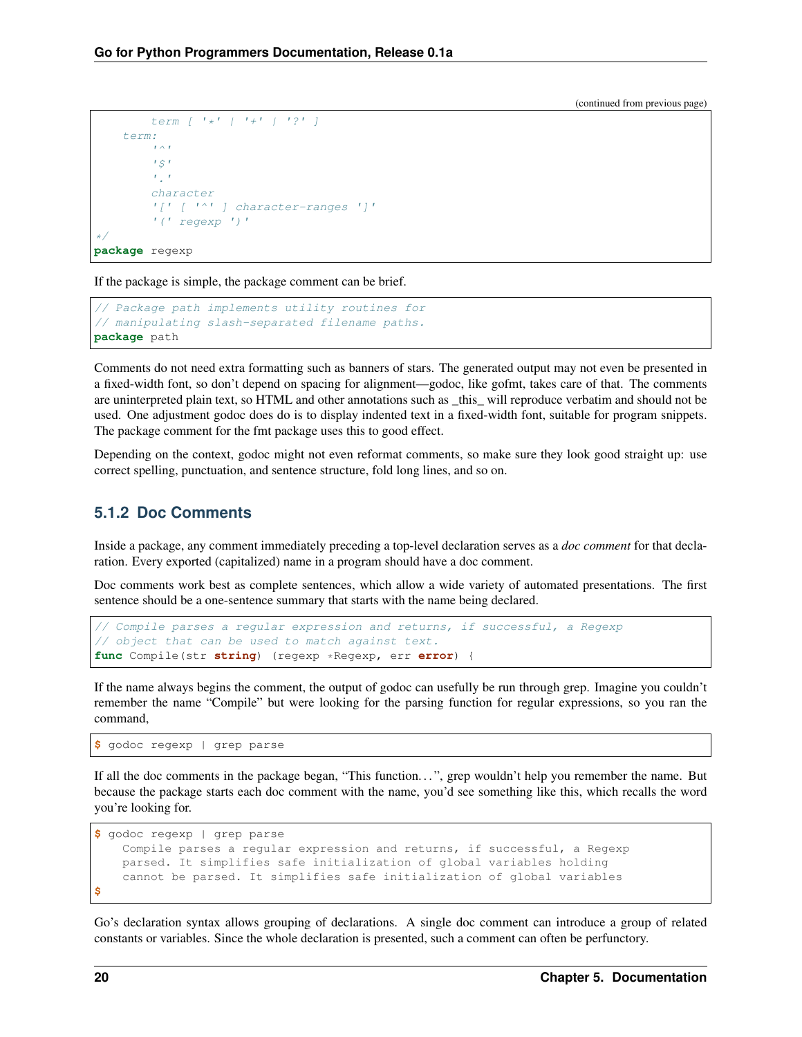(continued from previous page)

```
        term [ '*' | '+' | '?' ]
    term:
        '^'
        '$'
        '.'
        character
        '[' [ '^' ] character-ranges ']'
        '(' regexp ')'
*/
package regexp
```

If the package is simple, the package comment can be brief.

```
// Package path implements utility routines for
// manipulating slash-separated filename paths.
package path
```

Comments do not need extra formatting such as banners of stars. The generated output may not even be presented in a fixed-width font, so don't depend on spacing for alignment—godoc, like gofmt, takes care of that. The comments are uninterpreted plain text, so HTML and other annotations such as _this_ will reproduce verbatim and should not be used. One adjustment godoc does do is to display indented text in a fixed-width font, suitable for program snippets. The package comment for the fmt package uses this to good effect.

Depending on the context, godoc might not even reformat comments, so make sure they look good straight up: use correct spelling, punctuation, and sentence structure, fold long lines, and so on.

### 5.1.2 Doc Comments

Inside a package, any comment immediately preceding a top-level declaration serves as a *doc comment* for that declaration. Every exported (capitalized) name in a program should have a doc comment.

Doc comments work best as complete sentences, which allow a wide variety of automated presentations. The first sentence should be a one-sentence summary that starts with the name being declared.

```
// Compile parses a regular expression and returns, if successful, a Regexp
// object that can be used to match against text.
func Compile(str string) (regexp *Regexp, err error) {
```

If the name always begins the comment, the output of godoc can usefully be run through grep. Imagine you couldn't remember the name "Compile" but were looking for the parsing function for regular expressions, so you ran the command,

```
$ godoc regexp | grep parse
```

If all the doc comments in the package began, "This function...", grep wouldn't help you remember the name. But because the package starts each doc comment with the name, you'd see something like this, which recalls the word you're looking for.

```
$ godoc regexp | grep parse
    Compile parses a regular expression and returns, if successful, a Regexp
    parsed. It simplifies safe initialization of global variables holding
    cannot be parsed. It simplifies safe initialization of global variables
$
```

Go's declaration syntax allows grouping of declarations. A single doc comment can introduce a group of related constants or variables. Since the whole declaration is presented, such a comment can often be perfunctory.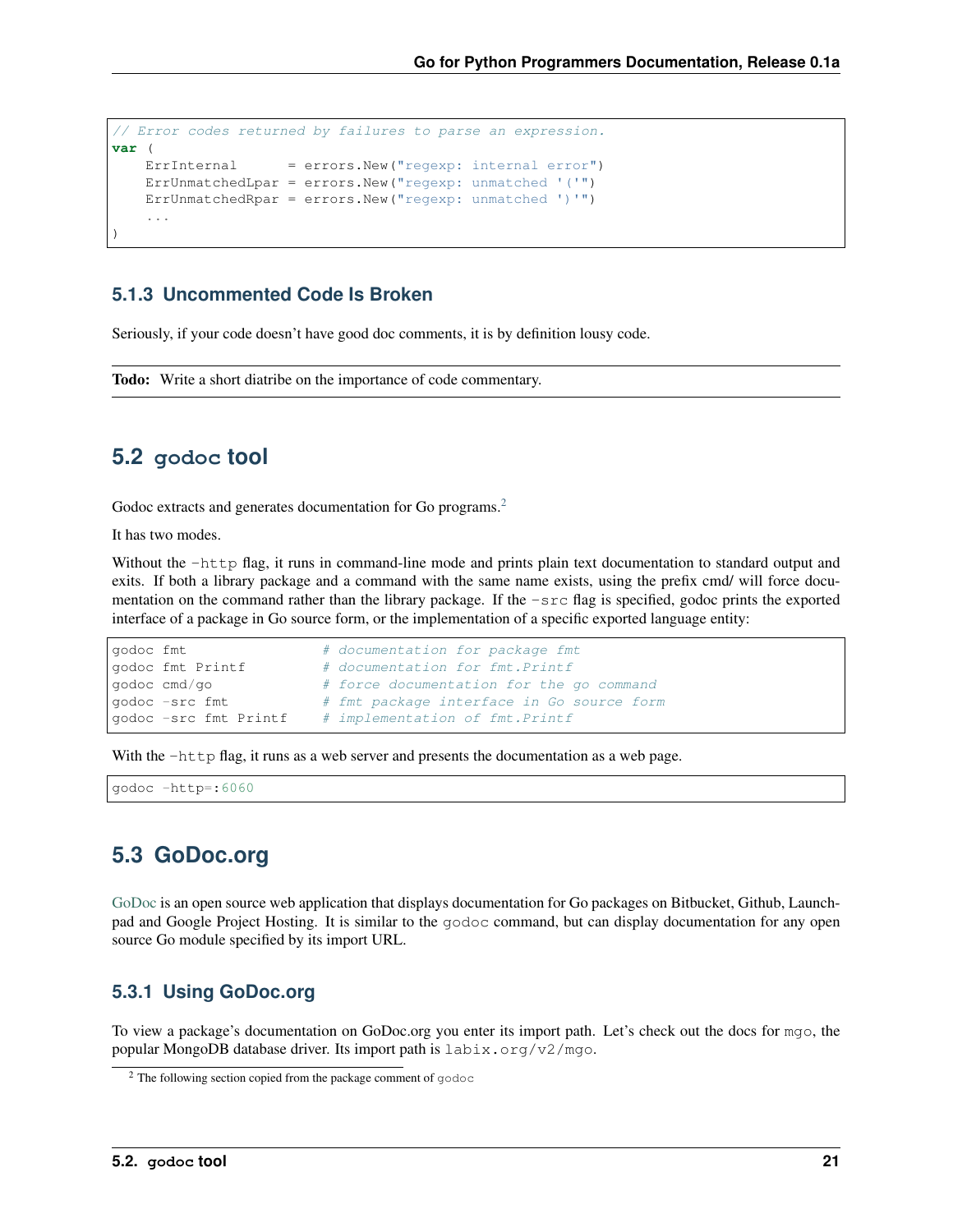```go
// Error codes returned by failures to parse an expression.
var (
    ErrInternal      = errors.New("regexp: internal error")
    ErrUnmatchedLpar = errors.New("regexp: unmatched '('")
    ErrUnmatchedRpar = errors.New("regexp: unmatched ')'")
    ...
)
```

### 5.1.3 Uncommented Code Is Broken

Seriously, if your code doesn't have good doc comments, it is by definition lousy code.

**Todo:** Write a short diatribe on the importance of code commentary.

## 5.2 godoc tool

Godoc extracts and generates documentation for Go programs.[2]

It has two modes.

Without the `-http` flag, it runs in command-line mode and prints plain text documentation to standard output and exits. If both a library package and a command with the same name exists, using the prefix cmd/ will force documentation on the command rather than the library package. If the `-src` flag is specified, godoc prints the exported interface of a package in Go source form, or the implementation of a specific exported language entity:

```
godoc fmt                # documentation for package fmt
godoc fmt Printf         # documentation for fmt.Printf
godoc cmd/go             # force documentation for the go command
godoc -src fmt           # fmt package interface in Go source form
godoc -src fmt Printf    # implementation of fmt.Printf
```

With the `-http` flag, it runs as a web server and presents the documentation as a web page.

```
godoc -http=:6060
```

## 5.3 GoDoc.org

GoDoc is an open source web application that displays documentation for Go packages on Bitbucket, Github, Launchpad and Google Project Hosting. It is similar to the `godoc` command, but can display documentation for any open source Go module specified by its import URL.

### 5.3.1 Using GoDoc.org

To view a package's documentation on GoDoc.org you enter its import path. Let's check out the docs for `mgo`, the popular MongoDB database driver. Its import path is `labix.org/v2/mgo`.

[2] The following section copied from the package comment of `godoc`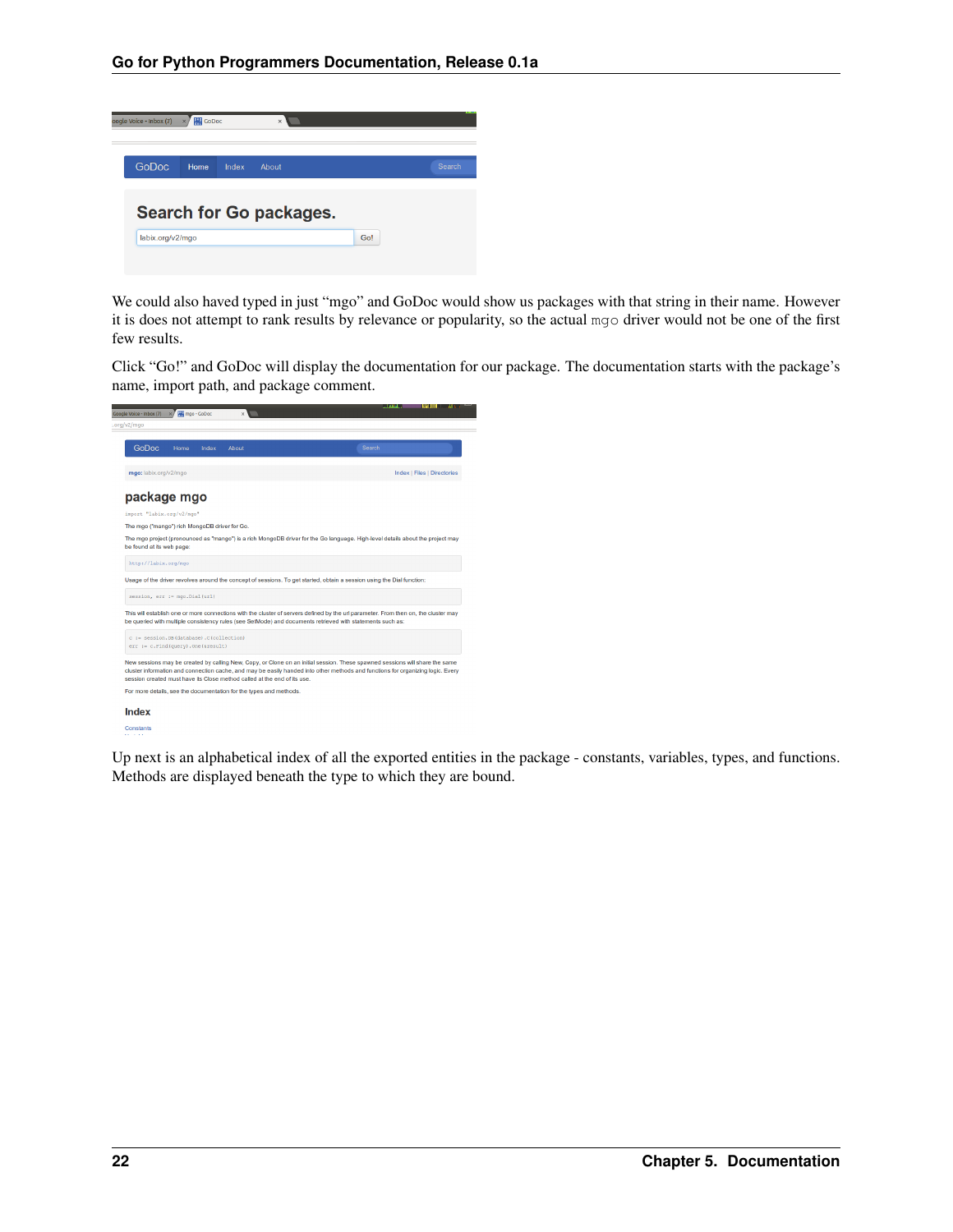We could also haved typed in just "mgo" and GoDoc would show us packages with that string in their name. However it is does not attempt to rank results by relevance or popularity, so the actual `mgo` driver would not be one of the first few results.

Click "Go!" and GoDoc will display the documentation for our package. The documentation starts with the package's name, import path, and package comment.

Up next is an alphabetical index of all the exported entities in the package - constants, variables, types, and functions. Methods are displayed beneath the type to which they are bound.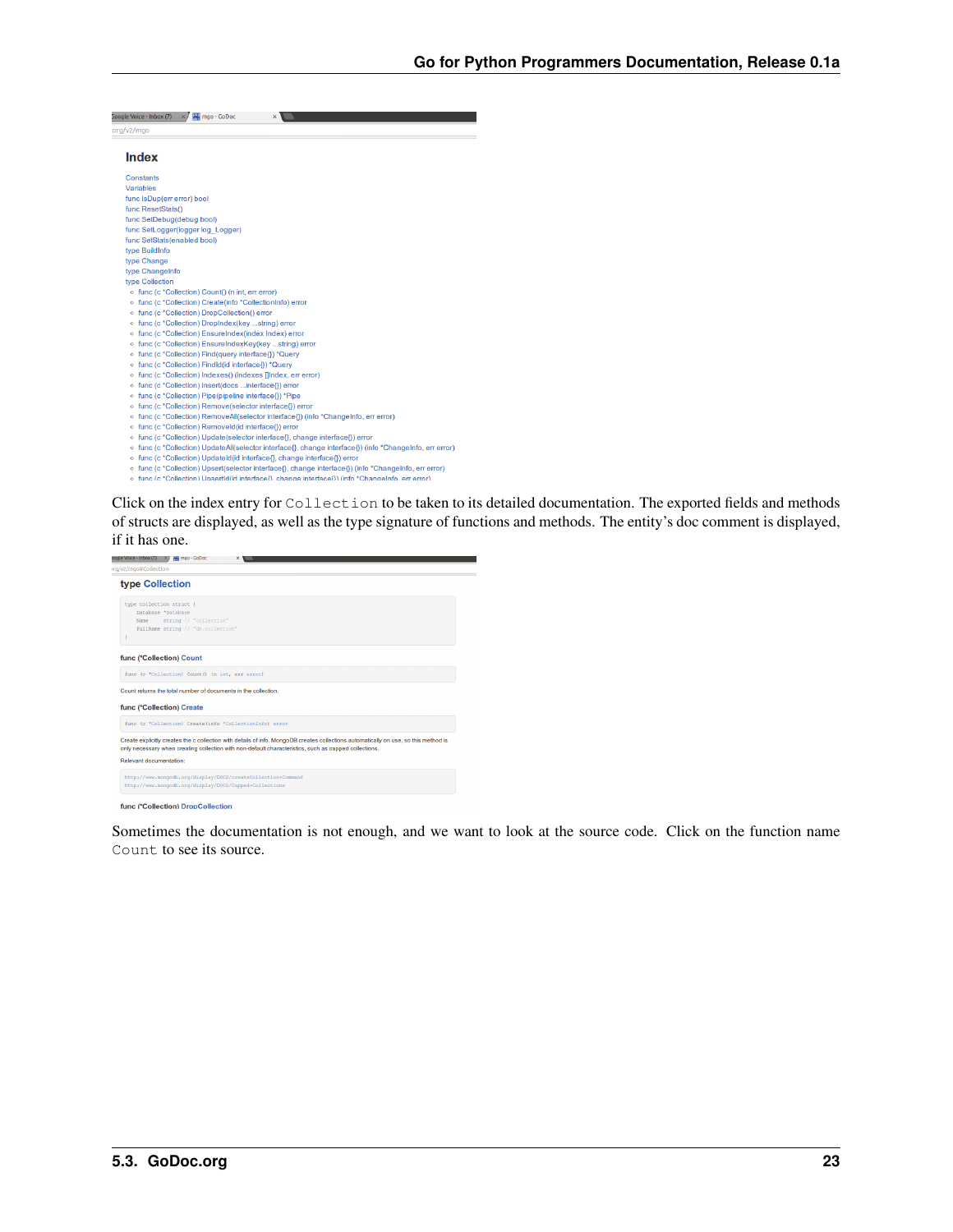Click on the index entry for `Collection` to be taken to its detailed documentation. The exported fields and methods of structs are displayed, as well as the type signature of functions and methods. The entity's doc comment is displayed, if it has one.

Sometimes the documentation is not enough, and we want to look at the source code. Click on the function name `Count` to see its source.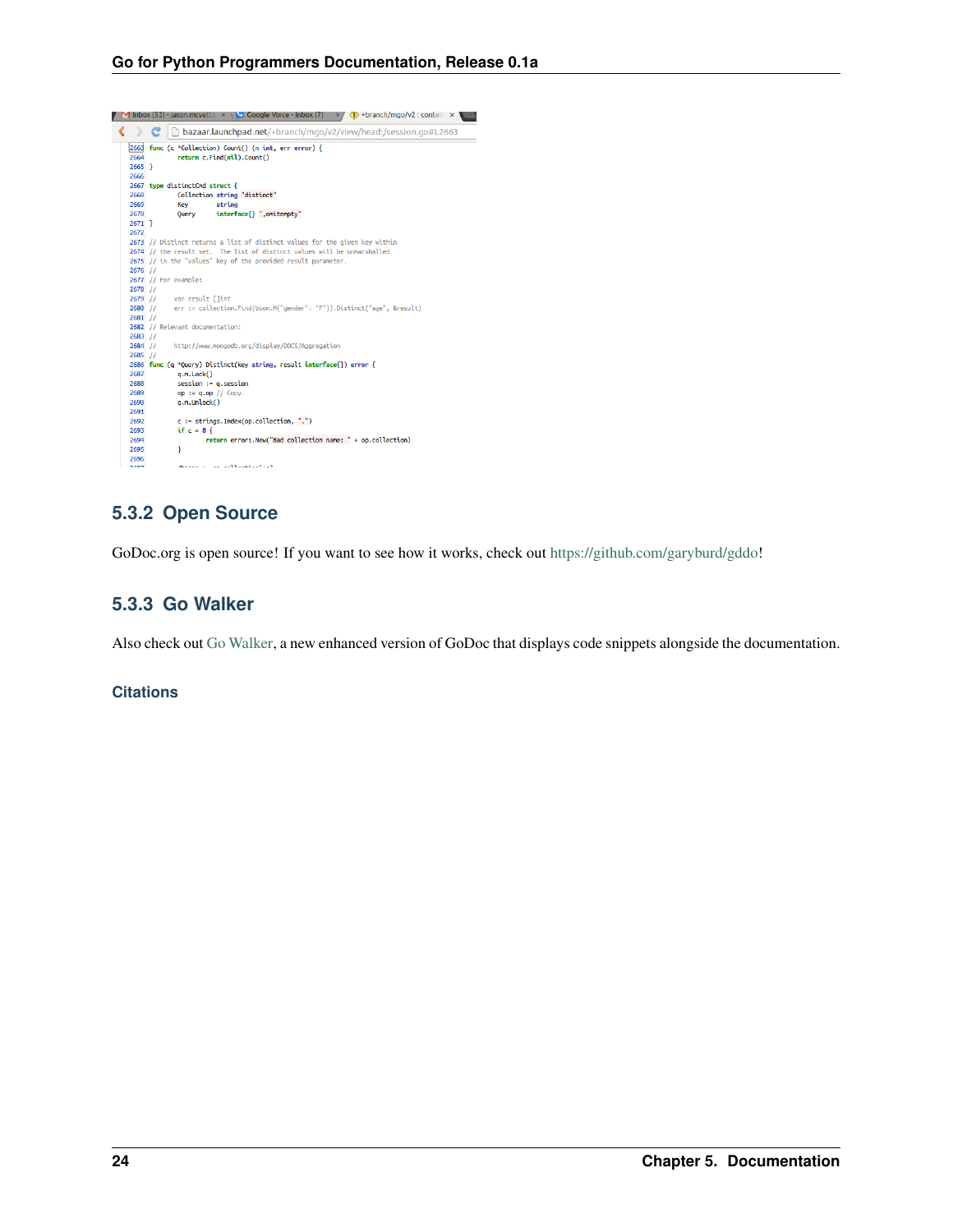## 5.3.2 Open Source

GoDoc.org is open source! If you want to see how it works, check out https://github.com/garyburd/gddo!

## 5.3.3 Go Walker

Also check out Go Walker, a new enhanced version of GoDoc that displays code snippets alongside the documentation.

### Citations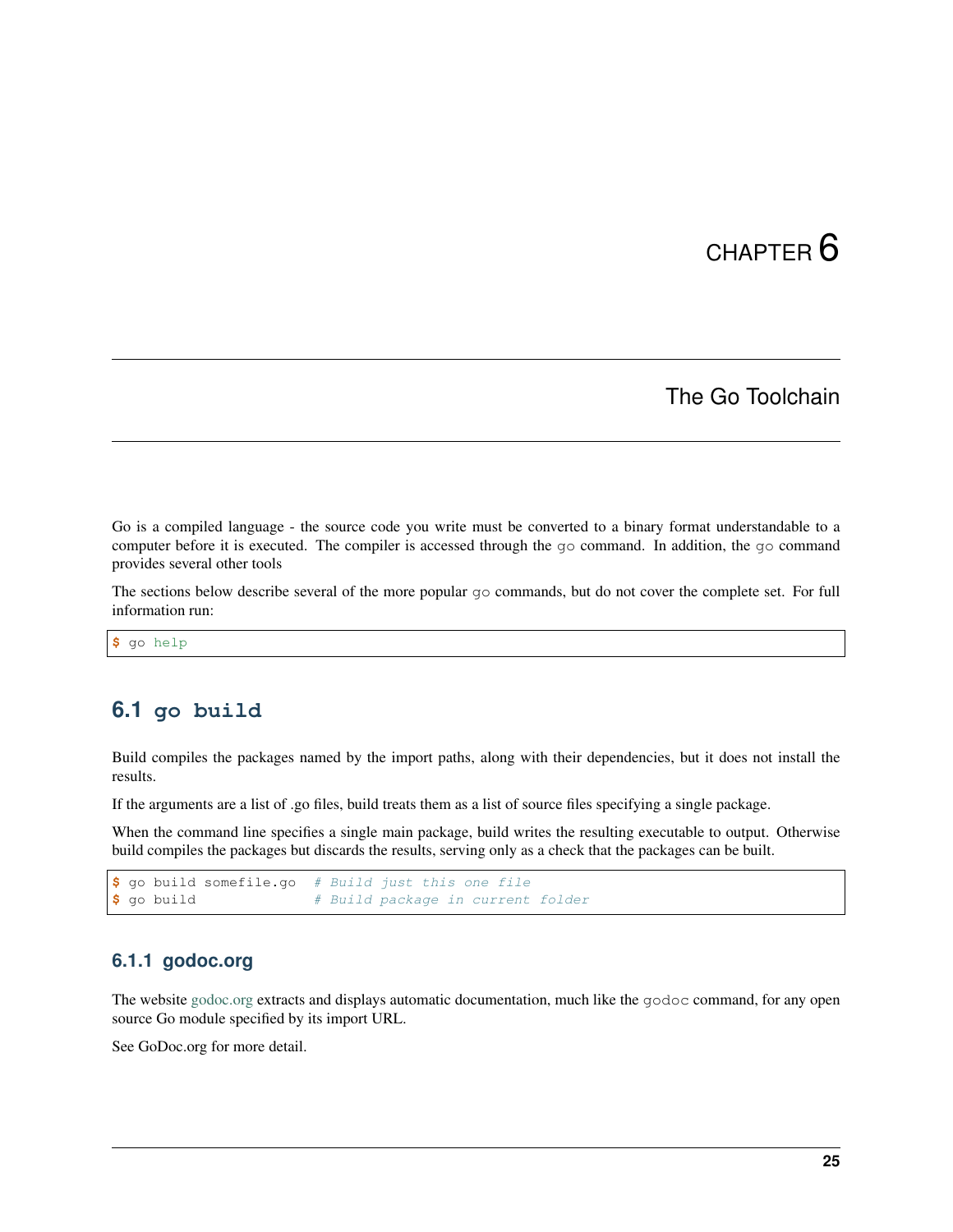# CHAPTER 6

## The Go Toolchain

Go is a compiled language - the source code you write must be converted to a binary format understandable to a computer before it is executed. The compiler is accessed through the `go` command. In addition, the `go` command provides several other tools

The sections below describe several of the more popular `go` commands, but do not cover the complete set. For full information run:

```
$ go help
```

### 6.1 `go build`

Build compiles the packages named by the import paths, along with their dependencies, but it does not install the results.

If the arguments are a list of .go files, build treats them as a list of source files specifying a single package.

When the command line specifies a single main package, build writes the resulting executable to output. Otherwise build compiles the packages but discards the results, serving only as a check that the packages can be built.

```
$ go build somefile.go  # Build just this one file
$ go build              # Build package in current folder
```

#### 6.1.1 godoc.org

The website godoc.org extracts and displays automatic documentation, much like the `godoc` command, for any open source Go module specified by its import URL.

See GoDoc.org for more detail.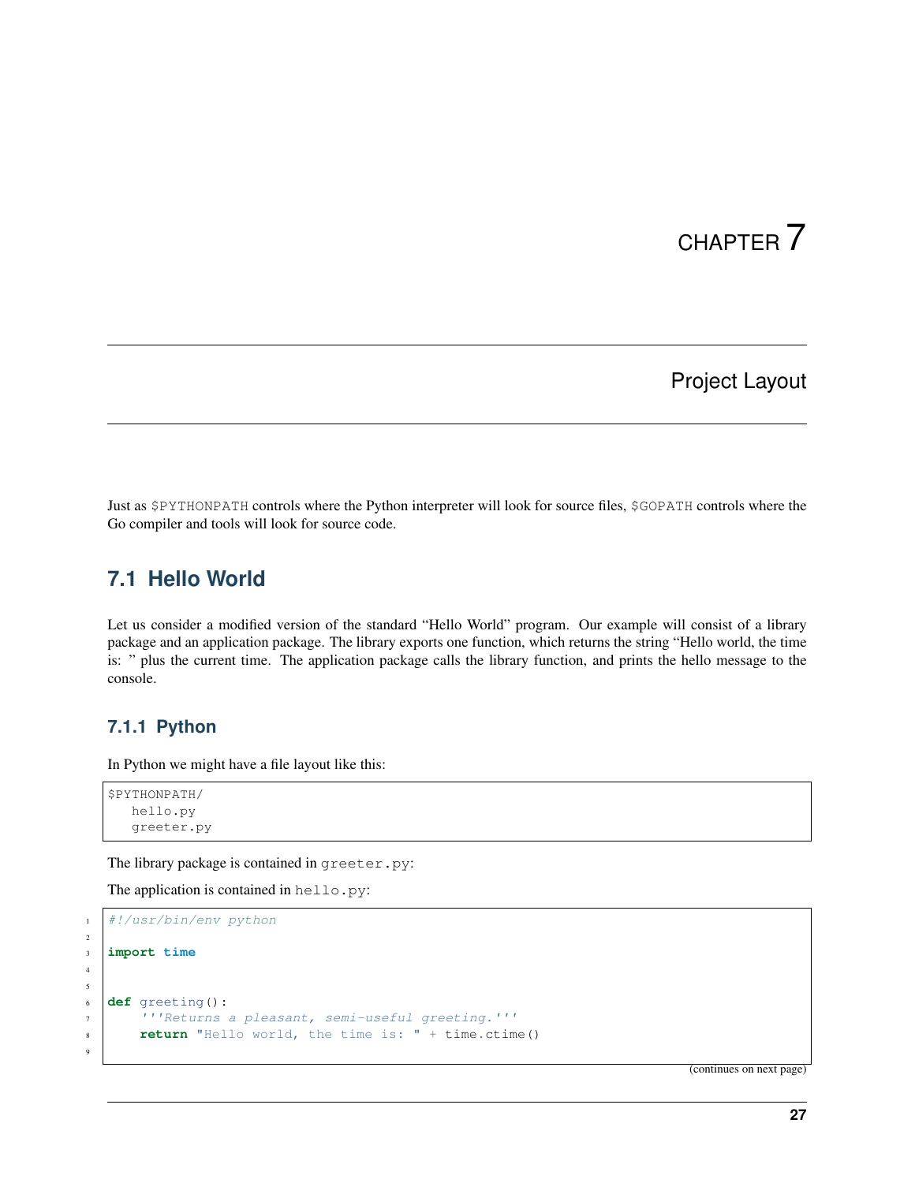# CHAPTER 7

## Project Layout

Just as $PYTHONPATH controls where the Python interpreter will look for source files, $GOPATH controls where the Go compiler and tools will look for source code.

## 7.1 Hello World

Let us consider a modified version of the standard "Hello World" program. Our example will consist of a library package and an application package. The library exports one function, which returns the string "Hello world, the time is: " plus the current time. The application package calls the library function, and prints the hello message to the console.

### 7.1.1 Python

In Python we might have a file layout like this:

```
$PYTHONPATH/
   hello.py
   greeter.py
```

The library package is contained in `greeter.py`:

The application is contained in `hello.py`:

```python
#!/usr/bin/env python

import time


def greeting():
    '''Returns a pleasant, semi-useful greeting.'''
    return "Hello world, the time is: " + time.ctime()

```

(continues on next page)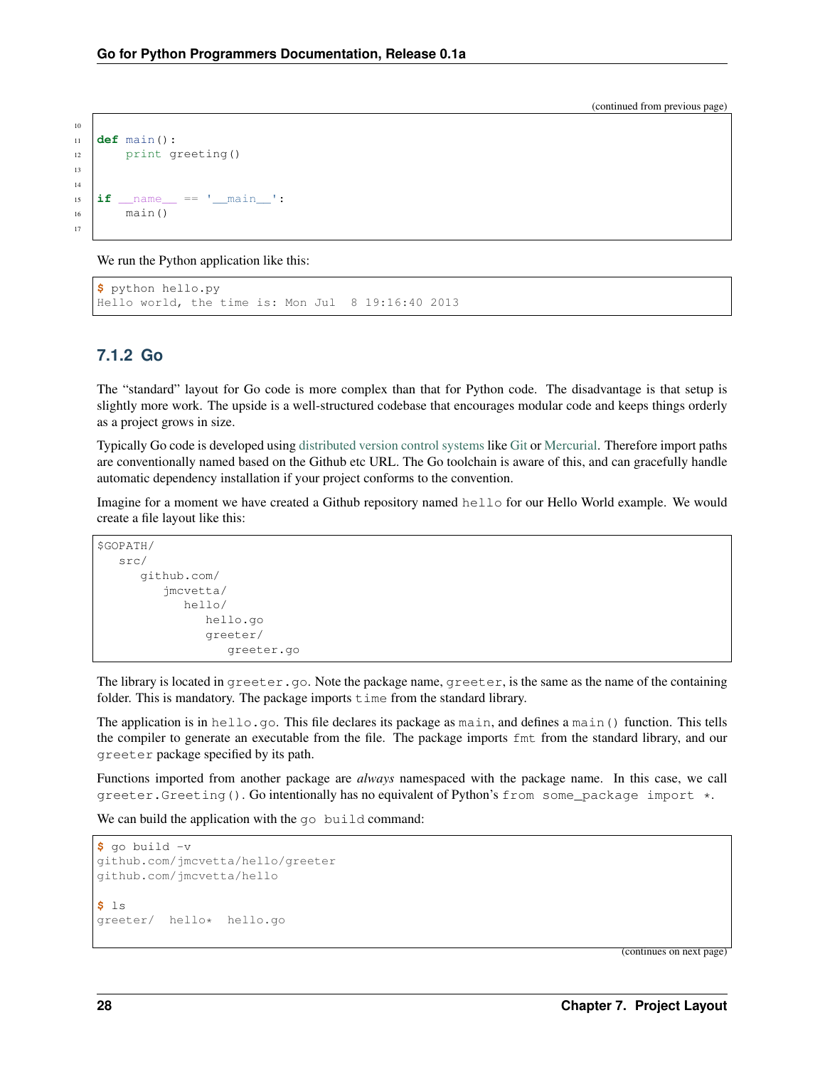(continued from previous page)

```python

def main():
    print greeting()


if __name__ == '__main__':
    main()

```

We run the Python application like this:

```
$ python hello.py
Hello world, the time is: Mon Jul  8 19:16:40 2013
```

### 7.1.2 Go

The "standard" layout for Go code is more complex than that for Python code. The disadvantage is that setup is slightly more work. The upside is a well-structured codebase that encourages modular code and keeps things orderly as a project grows in size.

Typically Go code is developed using distributed version control systems like Git or Mercurial. Therefore import paths are conventionally named based on the Github etc URL. The Go toolchain is aware of this, and can gracefully handle automatic dependency installation if your project conforms to the convention.

Imagine for a moment we have created a Github repository named `hello` for our Hello World example. We would create a file layout like this:

```
$GOPATH/
   src/
      github.com/
         jmcvetta/
            hello/
               hello.go
               greeter/
                  greeter.go
```

The library is located in `greeter.go`. Note the package name, `greeter`, is the same as the name of the containing folder. This is mandatory. The package imports `time` from the standard library.

The application is in `hello.go`. This file declares its package as `main`, and defines a `main()` function. This tells the compiler to generate an executable from the file. The package imports `fmt` from the standard library, and our `greeter` package specified by its path.

Functions imported from another package are *always* namespaced with the package name. In this case, we call `greeter.Greeting()`. Go intentionally has no equivalent of Python's `from some_package import *`.

We can build the application with the `go build` command:

```
$ go build -v
github.com/jmcvetta/hello/greeter
github.com/jmcvetta/hello

$ ls
greeter/  hello*  hello.go

```

(continues on next page)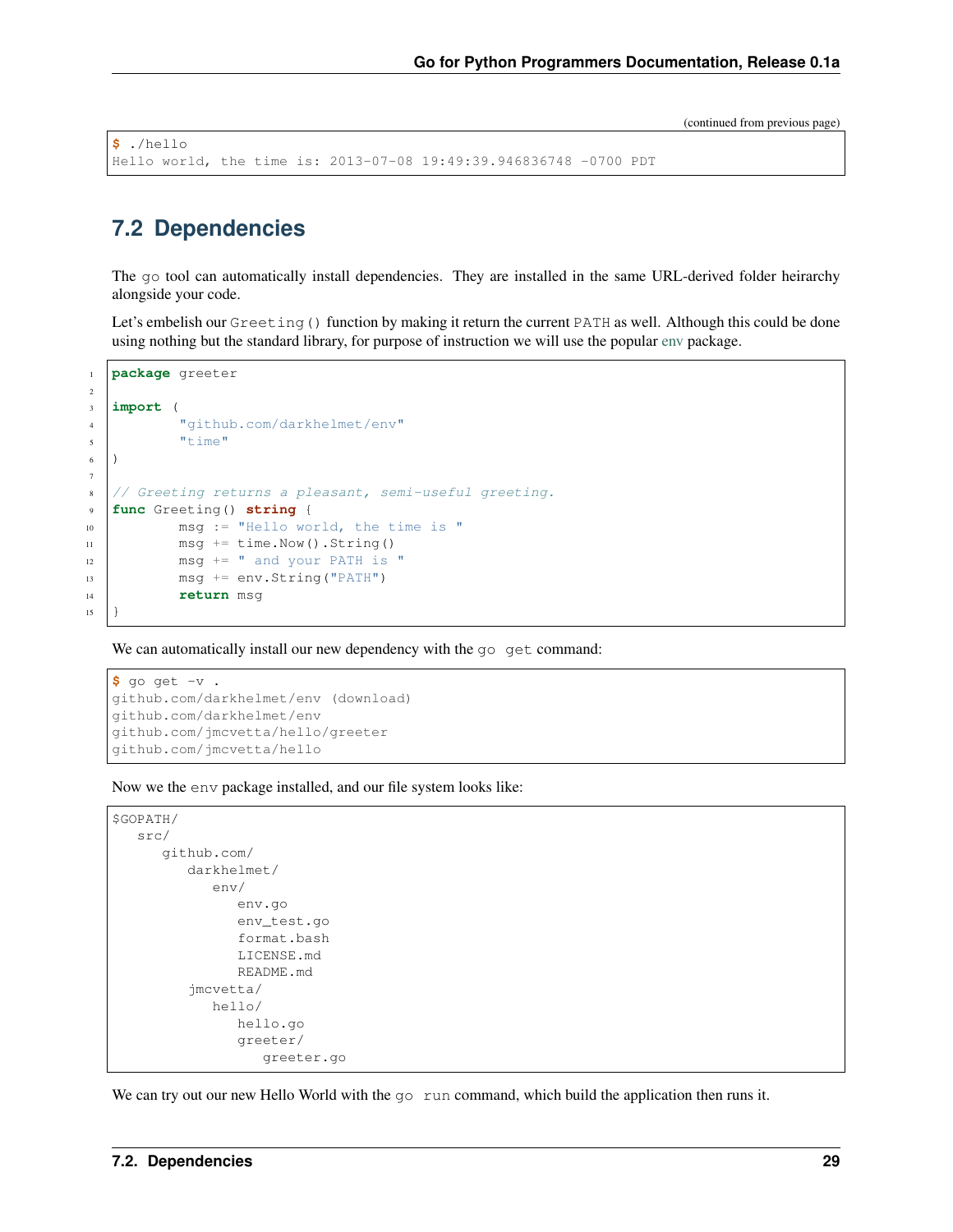(continued from previous page)

```
$ ./hello
Hello world, the time is: 2013-07-08 19:49:39.946836748 -0700 PDT
```

## 7.2 Dependencies

The go tool can automatically install dependencies. They are installed in the same URL-derived folder heirarchy alongside your code.

Let's embelish our Greeting() function by making it return the current PATH as well. Although this could be done using nothing but the standard library, for purpose of instruction we will use the popular env package.

```go
package greeter

import (
	"github.com/darkhelmet/env"
	"time"
)

// Greeting returns a pleasant, semi-useful greeting.
func Greeting() string {
	msg := "Hello world, the time is "
	msg += time.Now().String()
	msg += " and your PATH is "
	msg += env.String("PATH")
	return msg
}
```

We can automatically install our new dependency with the go get command:

```
$ go get -v .
github.com/darkhelmet/env (download)
github.com/darkhelmet/env
github.com/jmcvetta/hello/greeter
github.com/jmcvetta/hello
```

Now we the env package installed, and our file system looks like:

```
$GOPATH/
   src/
      github.com/
         darkhelmet/
            env/
               env.go
               env_test.go
               format.bash
               LICENSE.md
               README.md
         jmcvetta/
            hello/
               hello.go
               greeter/
                  greeter.go
```

We can try out our new Hello World with the go run command, which build the application then runs it.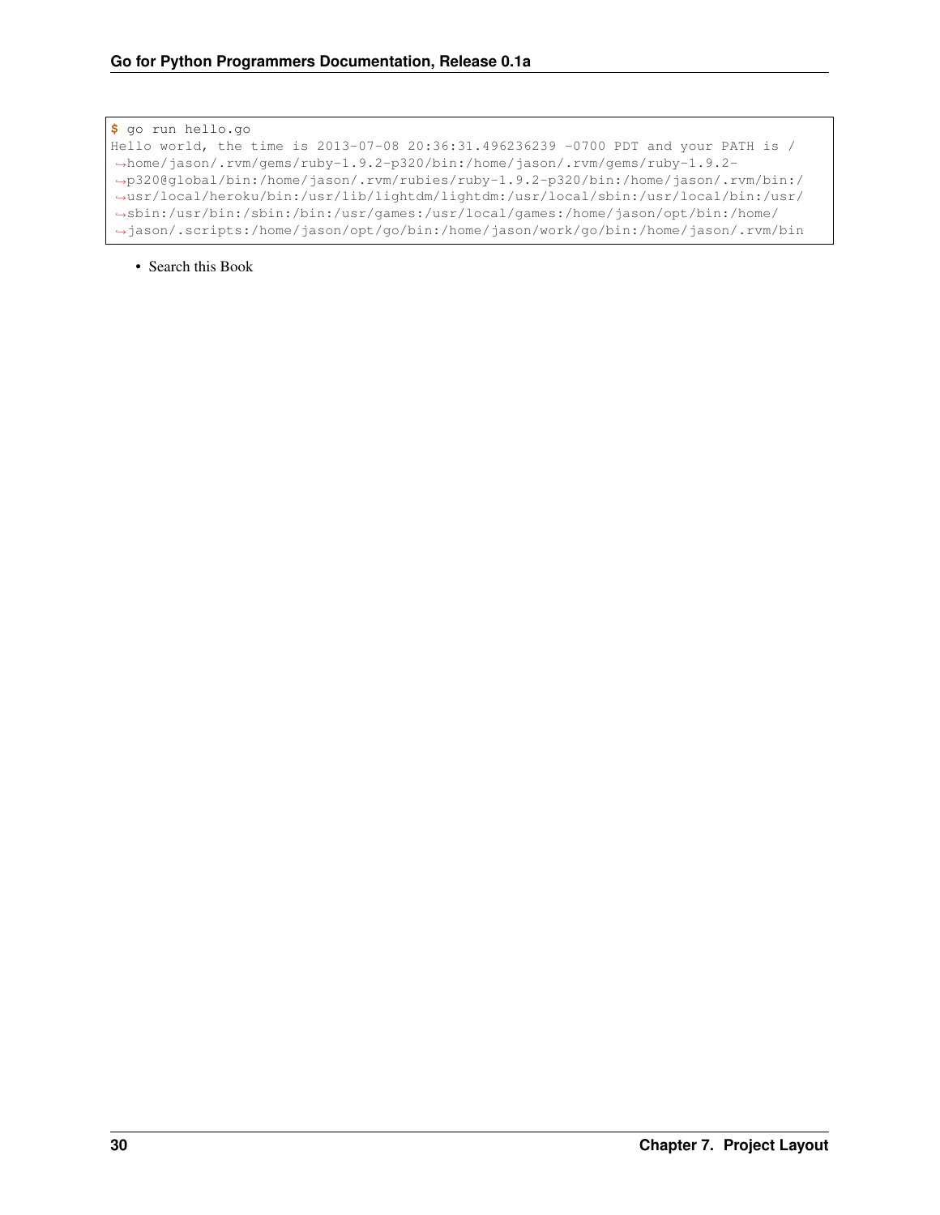```
$ go run hello.go
Hello world, the time is 2013-07-08 20:36:31.496236239 -0700 PDT and your PATH is /
↪home/jason/.rvm/gems/ruby-1.9.2-p320/bin:/home/jason/.rvm/gems/ruby-1.9.2-
↪p320@global/bin:/home/jason/.rvm/rubies/ruby-1.9.2-p320/bin:/home/jason/.rvm/bin:/
↪usr/local/heroku/bin:/usr/lib/lightdm/lightdm:/usr/local/sbin:/usr/local/bin:/usr/
↪sbin:/usr/bin:/sbin:/bin:/usr/games:/usr/local/games:/home/jason/opt/bin:/home/
↪jason/.scripts:/home/jason/opt/go/bin:/home/jason/work/go/bin:/home/jason/.rvm/bin
```

- Search this Book